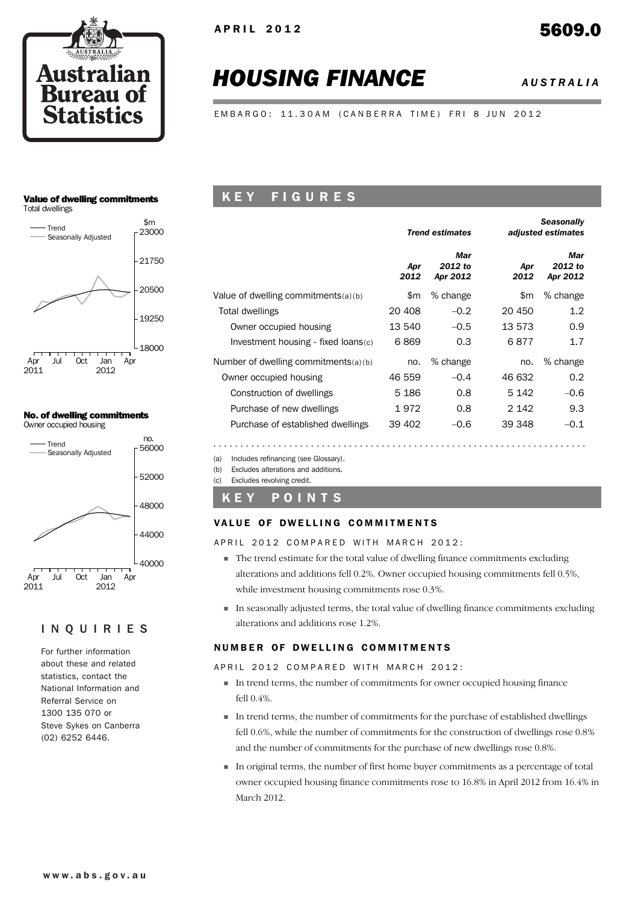APRIL 2012

5609.0

# HOUSING FINANCE

AUSTRALIA

EMBARGO: 11.30AM (CANBERRA TIME) FRI 8 JUN 2012

**Value of dwelling commitments**
Total dwellings

**No. of dwelling commitments**
Owner occupied housing

## INQUIRIES

For further information about these and related statistics, contact the National Information and Referral Service on 1300 135 070 or Steve Sykes on Canberra (02) 6252 6446.

## KEY FIGURES

| | *Trend estimates* | | *Seasonally adjusted estimates* | |
|---|---|---|---|---|
| | *Apr 2012* | *Mar 2012 to Apr 2012* | *Apr 2012* | *Mar 2012 to Apr 2012* |
| Value of dwelling commitments(a)(b) | $m | % change | $m | % change |
| Total dwellings | 20 408 | –0.2 | 20 450 | 1.2 |
| Owner occupied housing | 13 540 | –0.5 | 13 573 | 0.9 |
| Investment housing - fixed loans(c) | 6 869 | 0.3 | 6 877 | 1.7 |
| Number of dwelling commitments(a)(b) | no. | % change | no. | % change |
| Owner occupied housing | 46 559 | –0.4 | 46 632 | 0.2 |
| Construction of dwellings | 5 186 | 0.8 | 5 142 | –0.6 |
| Purchase of new dwellings | 1 972 | 0.8 | 2 142 | 9.3 |
| Purchase of established dwellings | 39 402 | –0.6 | 39 348 | –0.1 |

(a) Includes refinancing (see Glossary).
(b) Excludes alterations and additions.
(c) Excludes revolving credit.

## KEY POINTS

### VALUE OF DWELLING COMMITMENTS

APRIL 2012 COMPARED WITH MARCH 2012:

- The trend estimate for the total value of dwelling finance commitments excluding alterations and additions fell 0.2%. Owner occupied housing commitments fell 0.5%, while investment housing commitments rose 0.3%.
- In seasonally adjusted terms, the total value of dwelling finance commitments excluding alterations and additions rose 1.2%.

### NUMBER OF DWELLING COMMITMENTS

APRIL 2012 COMPARED WITH MARCH 2012:

- In trend terms, the number of commitments for owner occupied housing finance fell 0.4%.
- In trend terms, the number of commitments for the purchase of established dwellings fell 0.6%, while the number of commitments for the construction of dwellings rose 0.8% and the number of commitments for the purchase of new dwellings rose 0.8%.
- In original terms, the number of first home buyer commitments as a percentage of total owner occupied housing finance commitments rose to 16.8% in April 2012 from 16.4% in March 2012.

www.abs.gov.au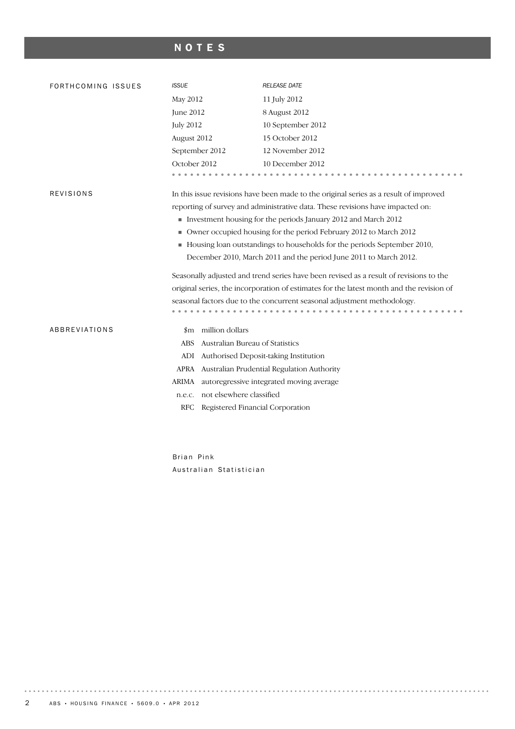# NOTES

## FORTHCOMING ISSUES

| *ISSUE* | *RELEASE DATE* |
| --- | --- |
| May 2012 | 11 July 2012 |
| June 2012 | 8 August 2012 |
| July 2012 | 10 September 2012 |
| August 2012 | 15 October 2012 |
| September 2012 | 12 November 2012 |
| October 2012 | 10 December 2012 |

## REVISIONS

In this issue revisions have been made to the original series as a result of improved reporting of survey and administrative data. These revisions have impacted on:

- Investment housing for the periods January 2012 and March 2012
- Owner occupied housing for the period February 2012 to March 2012
- Housing loan outstandings to households for the periods September 2010, December 2010, March 2011 and the period June 2011 to March 2012.

Seasonally adjusted and trend series have been revised as a result of revisions to the original series, the incorporation of estimates for the latest month and the revision of seasonal factors due to the concurrent seasonal adjustment methodology.

## ABBREVIATIONS

| | |
| --- | --- |
| $m | million dollars |
| ABS | Australian Bureau of Statistics |
| ADI | Authorised Deposit-taking Institution |
| APRA | Australian Prudential Regulation Authority |
| ARIMA | autoregressive integrated moving average |
| n.e.c. | not elsewhere classified |
| RFC | Registered Financial Corporation |

Brian Pink
Australian Statistician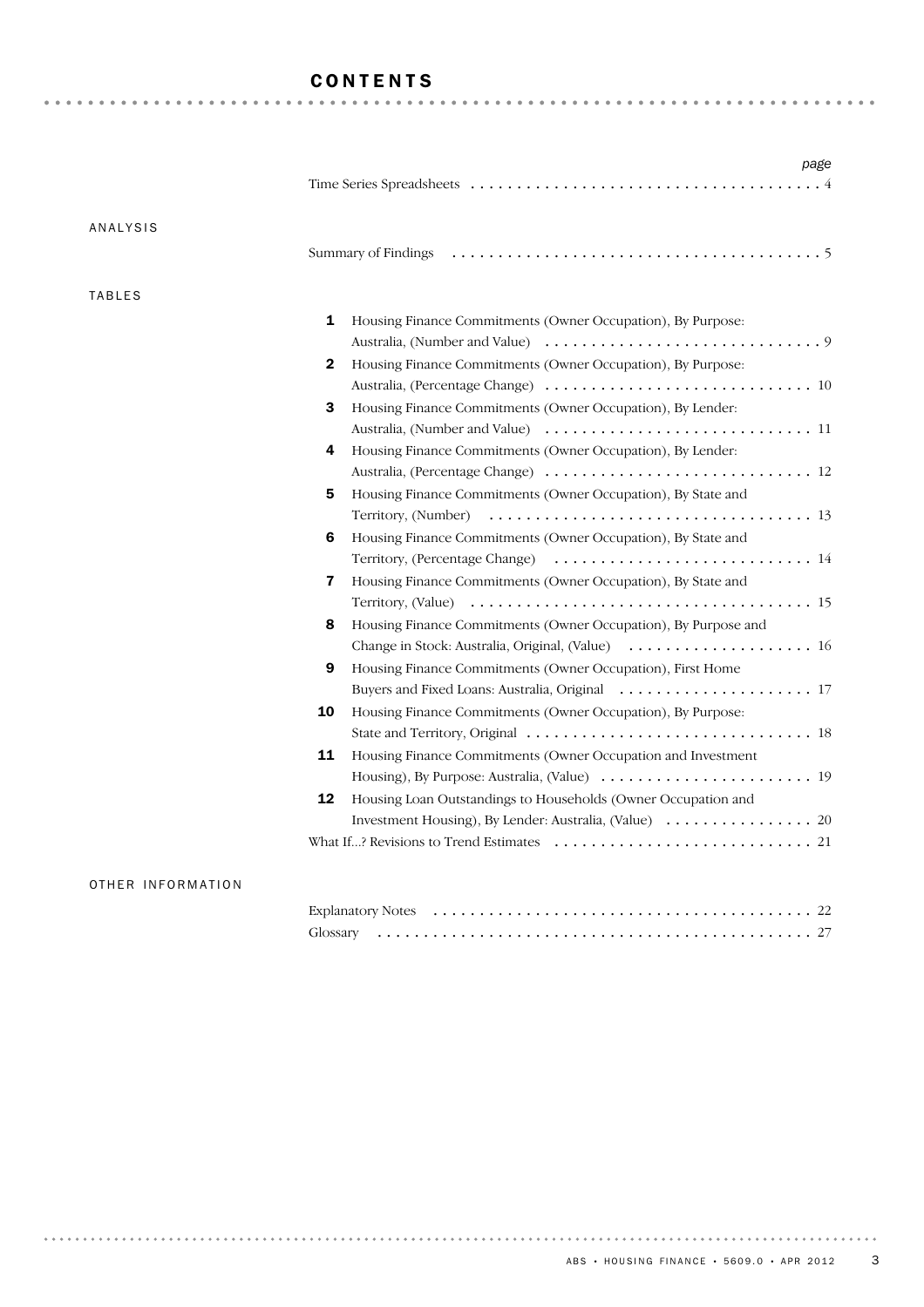# CONTENTS

| | | page |
|---|---|---|
| | Time Series Spreadsheets | 4 |

## ANALYSIS

| | | page |
|---|---|---|
| | Summary of Findings | 5 |

## TABLES

| | | page |
|---|---|---|
| 1 | Housing Finance Commitments (Owner Occupation), By Purpose: Australia, (Number and Value) | 9 |
| 2 | Housing Finance Commitments (Owner Occupation), By Purpose: Australia, (Percentage Change) | 10 |
| 3 | Housing Finance Commitments (Owner Occupation), By Lender: Australia, (Number and Value) | 11 |
| 4 | Housing Finance Commitments (Owner Occupation), By Lender: Australia, (Percentage Change) | 12 |
| 5 | Housing Finance Commitments (Owner Occupation), By State and Territory, (Number) | 13 |
| 6 | Housing Finance Commitments (Owner Occupation), By State and Territory, (Percentage Change) | 14 |
| 7 | Housing Finance Commitments (Owner Occupation), By State and Territory, (Value) | 15 |
| 8 | Housing Finance Commitments (Owner Occupation), By Purpose and Change in Stock: Australia, Original, (Value) | 16 |
| 9 | Housing Finance Commitments (Owner Occupation), First Home Buyers and Fixed Loans: Australia, Original | 17 |
| 10 | Housing Finance Commitments (Owner Occupation), By Purpose: State and Territory, Original | 18 |
| 11 | Housing Finance Commitments (Owner Occupation and Investment Housing), By Purpose: Australia, (Value) | 19 |
| 12 | Housing Loan Outstandings to Households (Owner Occupation and Investment Housing), By Lender: Australia, (Value) | 20 |
| | What If...? Revisions to Trend Estimates | 21 |

## OTHER INFORMATION

| | | page |
|---|---|---|
| | Explanatory Notes | 22 |
| | Glossary | 27 |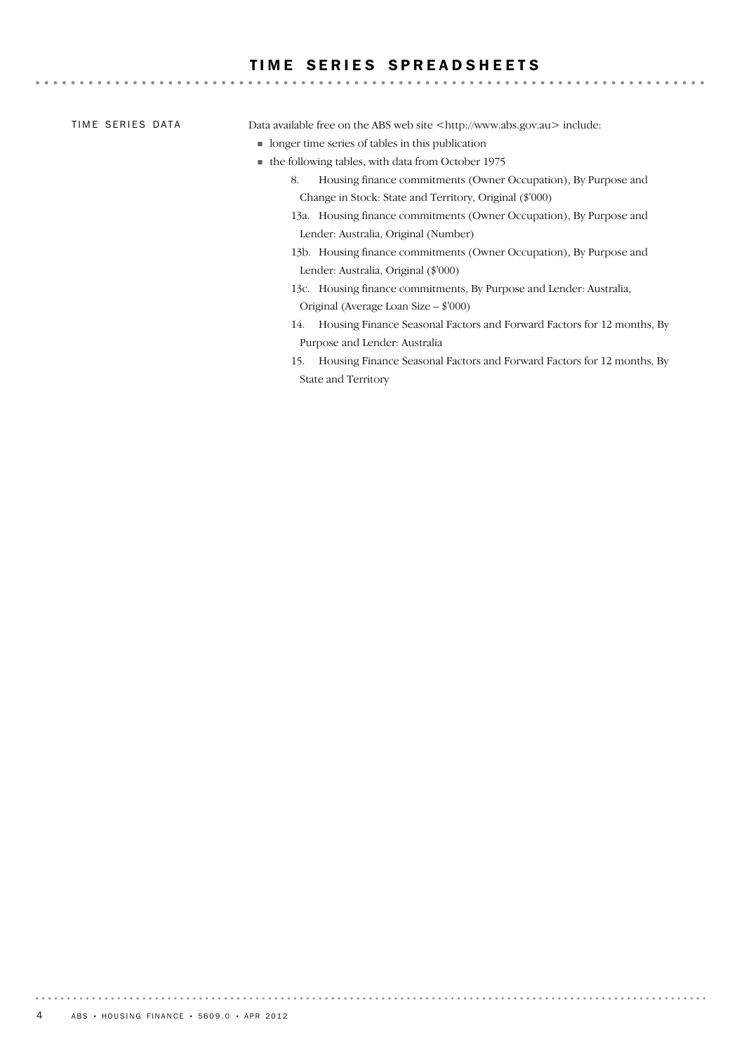# TIME SERIES SPREADSHEETS

## TIME SERIES DATA

Data available free on the ABS web site <http://www.abs.gov.au> include:

- longer time series of tables in this publication
- the following tables, with data from October 1975
  - 8. Housing finance commitments (Owner Occupation), By Purpose and Change in Stock: State and Territory, Original ($'000)
  - 13a. Housing finance commitments (Owner Occupation), By Purpose and Lender: Australia, Original (Number)
  - 13b. Housing finance commitments (Owner Occupation), By Purpose and Lender: Australia, Original ($'000)
  - 13c. Housing finance commitments, By Purpose and Lender: Australia, Original (Average Loan Size – $'000)
  - 14. Housing Finance Seasonal Factors and Forward Factors for 12 months, By Purpose and Lender: Australia
  - 15. Housing Finance Seasonal Factors and Forward Factors for 12 months, By State and Territory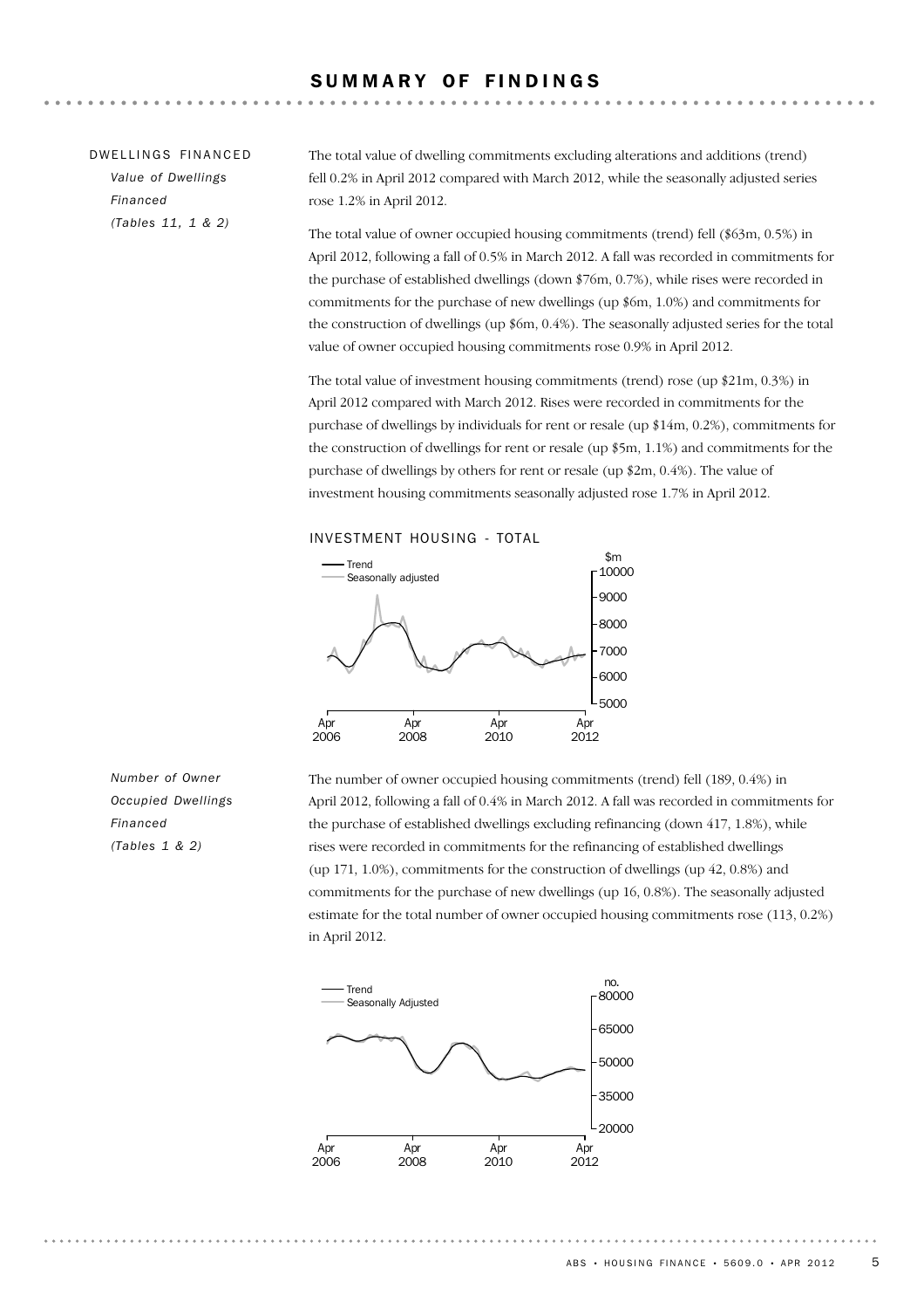# SUMMARY OF FINDINGS

## DWELLINGS FINANCED

*Value of Dwellings Financed (Tables 11, 1 & 2)*

The total value of dwelling commitments excluding alterations and additions (trend) fell 0.2% in April 2012 compared with March 2012, while the seasonally adjusted series rose 1.2% in April 2012.

The total value of owner occupied housing commitments (trend) fell ($63m, 0.5%) in April 2012, following a fall of 0.5% in March 2012. A fall was recorded in commitments for the purchase of established dwellings (down $76m, 0.7%), while rises were recorded in commitments for the purchase of new dwellings (up $6m, 1.0%) and commitments for the construction of dwellings (up $6m, 0.4%). The seasonally adjusted series for the total value of owner occupied housing commitments rose 0.9% in April 2012.

The total value of investment housing commitments (trend) rose (up $21m, 0.3%) in April 2012 compared with March 2012. Rises were recorded in commitments for the purchase of dwellings by individuals for rent or resale (up $14m, 0.2%), commitments for the construction of dwellings for rent or resale (up $5m, 1.1%) and commitments for the purchase of dwellings by others for rent or resale (up $2m, 0.4%). The value of investment housing commitments seasonally adjusted rose 1.7% in April 2012.

INVESTMENT HOUSING - TOTAL

*Number of Owner Occupied Dwellings Financed (Tables 1 & 2)*

The number of owner occupied housing commitments (trend) fell (189, 0.4%) in April 2012, following a fall of 0.4% in March 2012. A fall was recorded in commitments for the purchase of established dwellings excluding refinancing (down 417, 1.8%), while rises were recorded in commitments for the refinancing of established dwellings (up 171, 1.0%), commitments for the construction of dwellings (up 42, 0.8%) and commitments for the purchase of new dwellings (up 16, 0.8%). The seasonally adjusted estimate for the total number of owner occupied housing commitments rose (113, 0.2%) in April 2012.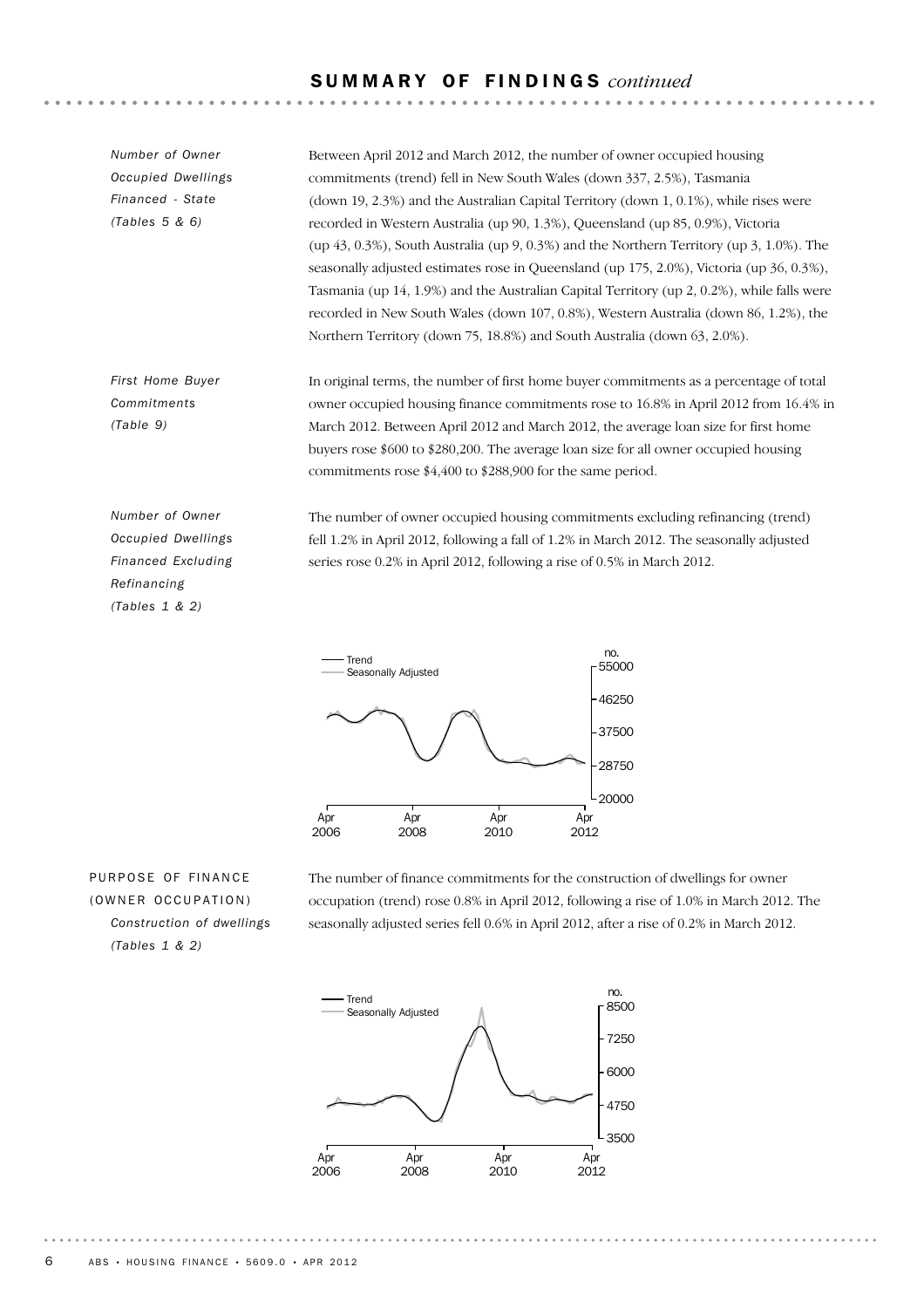## SUMMARY OF FINDINGS *continued*

*Number of Owner Occupied Dwellings Financed - State (Tables 5 & 6)*

Between April 2012 and March 2012, the number of owner occupied housing commitments (trend) fell in New South Wales (down 337, 2.5%), Tasmania (down 19, 2.3%) and the Australian Capital Territory (down 1, 0.1%), while rises were recorded in Western Australia (up 90, 1.3%), Queensland (up 85, 0.9%), Victoria (up 43, 0.3%), South Australia (up 9, 0.3%) and the Northern Territory (up 3, 1.0%). The seasonally adjusted estimates rose in Queensland (up 175, 2.0%), Victoria (up 36, 0.3%), Tasmania (up 14, 1.9%) and the Australian Capital Territory (up 2, 0.2%), while falls were recorded in New South Wales (down 107, 0.8%), Western Australia (down 86, 1.2%), the Northern Territory (down 75, 18.8%) and South Australia (down 63, 2.0%).

*First Home Buyer Commitments (Table 9)*

In original terms, the number of first home buyer commitments as a percentage of total owner occupied housing finance commitments rose to 16.8% in April 2012 from 16.4% in March 2012. Between April 2012 and March 2012, the average loan size for first home buyers rose $600 to $280,200. The average loan size for all owner occupied housing commitments rose $4,400 to $288,900 for the same period.

*Number of Owner Occupied Dwellings Financed Excluding Refinancing (Tables 1 & 2)*

The number of owner occupied housing commitments excluding refinancing (trend) fell 1.2% in April 2012, following a fall of 1.2% in March 2012. The seasonally adjusted series rose 0.2% in April 2012, following a rise of 0.5% in March 2012.

PURPOSE OF FINANCE (OWNER OCCUPATION)

*Construction of dwellings (Tables 1 & 2)*

The number of finance commitments for the construction of dwellings for owner occupation (trend) rose 0.8% in April 2012, following a rise of 1.0% in March 2012. The seasonally adjusted series fell 0.6% in April 2012, after a rise of 0.2% in March 2012.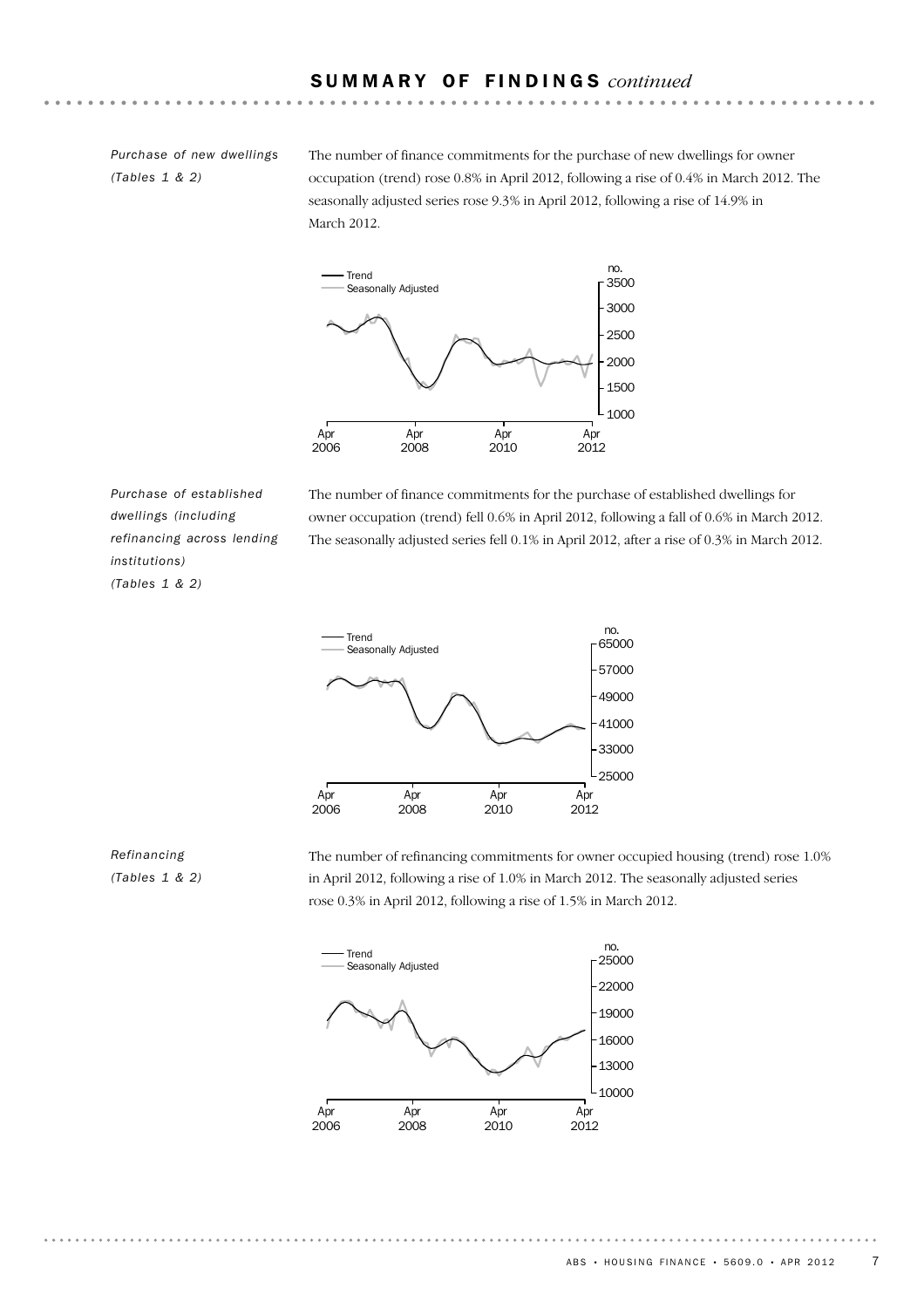## SUMMARY OF FINDINGS *continued*

*Purchase of new dwellings (Tables 1 & 2)*

The number of finance commitments for the purchase of new dwellings for owner occupation (trend) rose 0.8% in April 2012, following a rise of 0.4% in March 2012. The seasonally adjusted series rose 9.3% in April 2012, following a rise of 14.9% in March 2012.

*Purchase of established dwellings (including refinancing across lending institutions) (Tables 1 & 2)*

The number of finance commitments for the purchase of established dwellings for owner occupation (trend) fell 0.6% in April 2012, following a fall of 0.6% in March 2012. The seasonally adjusted series fell 0.1% in April 2012, after a rise of 0.3% in March 2012.

*Refinancing (Tables 1 & 2)*

The number of refinancing commitments for owner occupied housing (trend) rose 1.0% in April 2012, following a rise of 1.0% in March 2012. The seasonally adjusted series rose 0.3% in April 2012, following a rise of 1.5% in March 2012.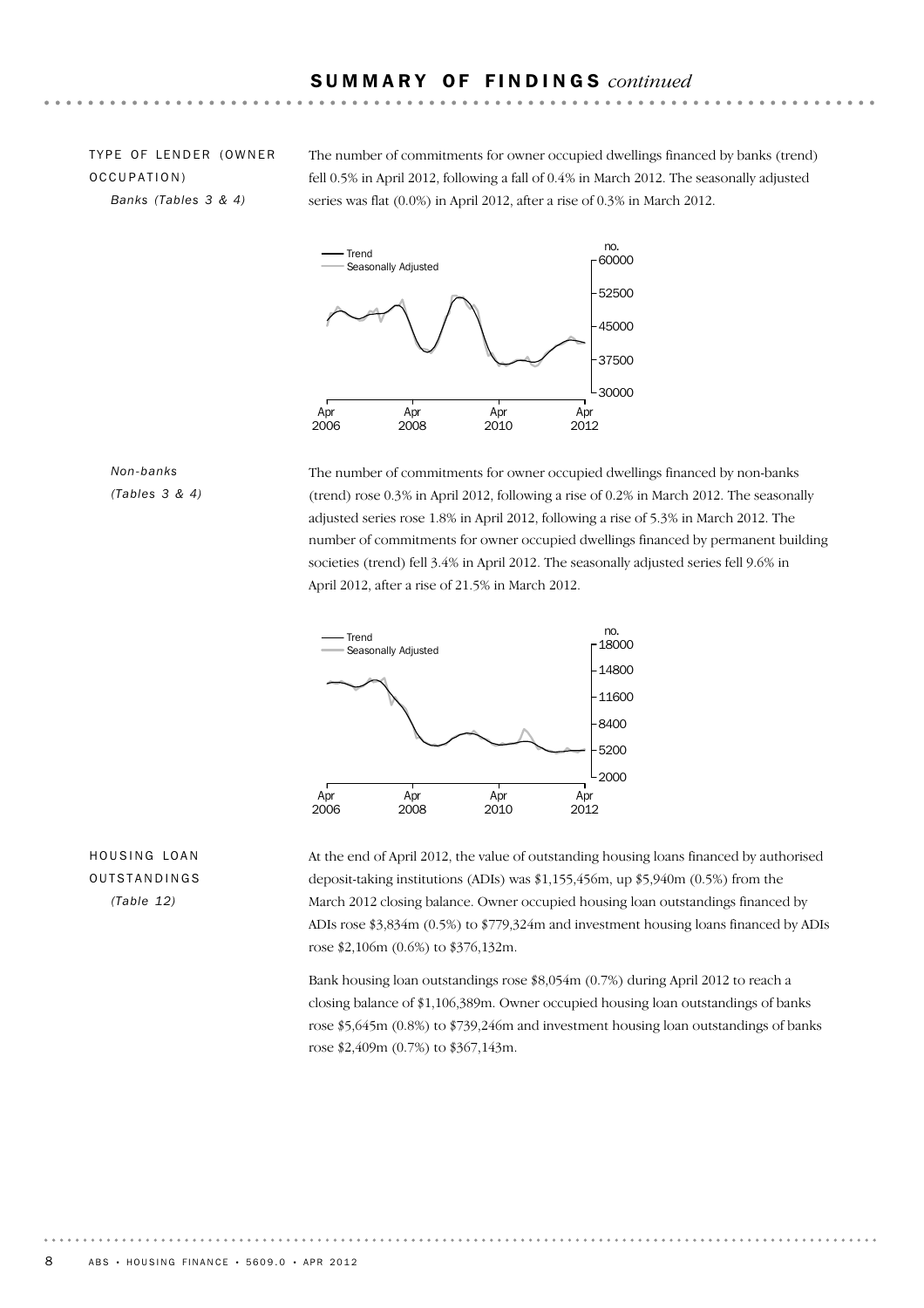## SUMMARY OF FINDINGS *continued*

### TYPE OF LENDER (OWNER OCCUPATION)

*Banks (Tables 3 & 4)*

The number of commitments for owner occupied dwellings financed by banks (trend) fell 0.5% in April 2012, following a fall of 0.4% in March 2012. The seasonally adjusted series was flat (0.0%) in April 2012, after a rise of 0.3% in March 2012.

*Non-banks (Tables 3 & 4)*

The number of commitments for owner occupied dwellings financed by non-banks (trend) rose 0.3% in April 2012, following a rise of 0.2% in March 2012. The seasonally adjusted series rose 1.8% in April 2012, following a rise of 5.3% in March 2012. The number of commitments for owner occupied dwellings financed by permanent building societies (trend) fell 3.4% in April 2012. The seasonally adjusted series fell 9.6% in April 2012, after a rise of 21.5% in March 2012.

### HOUSING LOAN OUTSTANDINGS

*(Table 12)*

At the end of April 2012, the value of outstanding housing loans financed by authorised deposit-taking institutions (ADIs) was $1,155,456m, up $5,940m (0.5%) from the March 2012 closing balance. Owner occupied housing loan outstandings financed by ADIs rose $3,834m (0.5%) to $779,324m and investment housing loans financed by ADIs rose $2,106m (0.6%) to $376,132m.

Bank housing loan outstandings rose $8,054m (0.7%) during April 2012 to reach a closing balance of $1,106,389m. Owner occupied housing loan outstandings of banks rose $5,645m (0.8%) to $739,246m and investment housing loan outstandings of banks rose $2,409m (0.7%) to $367,143m.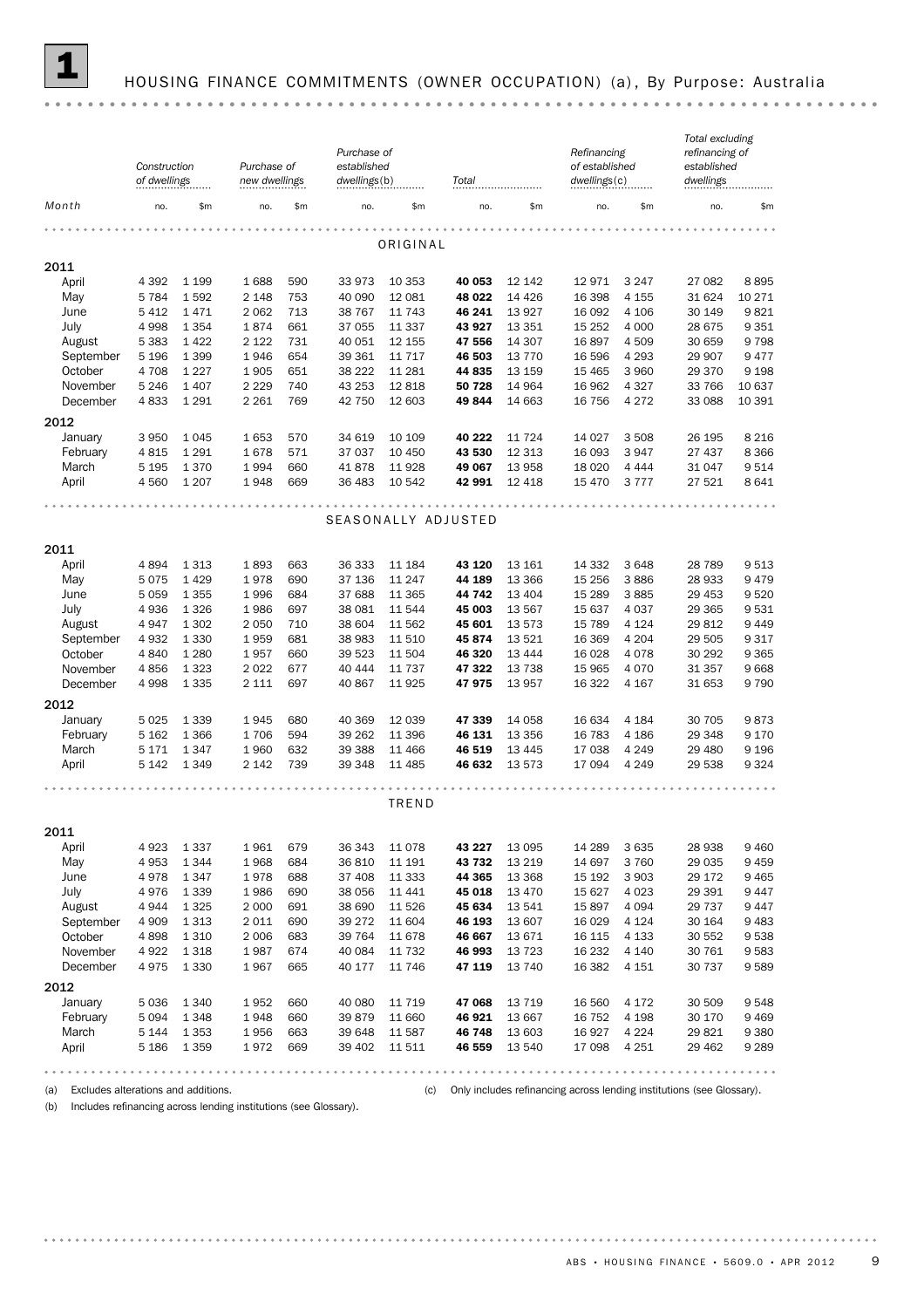# 1 HOUSING FINANCE COMMITMENTS (OWNER OCCUPATION) (a), By Purpose: Australia

| Month | Construction of dwellings | | Purchase of new dwellings | | Purchase of established dwellings(b) | | Total | | Refinancing of established dwellings(c) | | Total excluding refinancing of established dwellings | |
|---|---|---|---|---|---|---|---|---|---|---|---|---|
| | no. | $m | no. | $m | no. | $m | no. | $m | no. | $m | no. | $m |
| **ORIGINAL** | | | | | | | | | | | | |
| **2011** | | | | | | | | | | | | |
| April | 4 392 | 1 199 | 1 688 | 590 | 33 973 | 10 353 | **40 053** | 12 142 | 12 971 | 3 247 | 27 082 | 8 895 |
| May | 5 784 | 1 592 | 2 148 | 753 | 40 090 | 12 081 | **48 022** | 14 426 | 16 398 | 4 155 | 31 624 | 10 271 |
| June | 5 412 | 1 471 | 2 062 | 713 | 38 767 | 11 743 | **46 241** | 13 927 | 16 092 | 4 106 | 30 149 | 9 821 |
| July | 4 998 | 1 354 | 1 874 | 661 | 37 055 | 11 337 | **43 927** | 13 351 | 15 252 | 4 000 | 28 675 | 9 351 |
| August | 5 383 | 1 422 | 2 122 | 731 | 40 051 | 12 155 | **47 556** | 14 307 | 16 897 | 4 509 | 30 659 | 9 798 |
| September | 5 196 | 1 399 | 1 946 | 654 | 39 361 | 11 717 | **46 503** | 13 770 | 16 596 | 4 293 | 29 907 | 9 477 |
| October | 4 708 | 1 227 | 1 905 | 651 | 38 222 | 11 281 | **44 835** | 13 159 | 15 465 | 3 960 | 29 370 | 9 198 |
| November | 5 246 | 1 407 | 2 229 | 740 | 43 253 | 12 818 | **50 728** | 14 964 | 16 962 | 4 327 | 33 766 | 10 637 |
| December | 4 833 | 1 291 | 2 261 | 769 | 42 750 | 12 603 | **49 844** | 14 663 | 16 756 | 4 272 | 33 088 | 10 391 |
| **2012** | | | | | | | | | | | | |
| January | 3 950 | 1 045 | 1 653 | 570 | 34 619 | 10 109 | **40 222** | 11 724 | 14 027 | 3 508 | 26 195 | 8 216 |
| February | 4 815 | 1 291 | 1 678 | 571 | 37 037 | 10 450 | **43 530** | 12 313 | 16 093 | 3 947 | 27 437 | 8 366 |
| March | 5 195 | 1 370 | 1 994 | 660 | 41 878 | 11 928 | **49 067** | 13 958 | 18 020 | 4 444 | 31 047 | 9 514 |
| April | 4 560 | 1 207 | 1 948 | 669 | 36 483 | 10 542 | **42 991** | 12 418 | 15 470 | 3 777 | 27 521 | 8 641 |
| **SEASONALLY ADJUSTED** | | | | | | | | | | | | |
| **2011** | | | | | | | | | | | | |
| April | 4 894 | 1 313 | 1 893 | 663 | 36 333 | 11 184 | **43 120** | 13 161 | 14 332 | 3 648 | 28 789 | 9 513 |
| May | 5 075 | 1 429 | 1 978 | 690 | 37 136 | 11 247 | **44 189** | 13 366 | 15 256 | 3 886 | 28 933 | 9 479 |
| June | 5 059 | 1 355 | 1 996 | 684 | 37 688 | 11 365 | **44 742** | 13 404 | 15 289 | 3 885 | 29 453 | 9 520 |
| July | 4 936 | 1 326 | 1 986 | 697 | 38 081 | 11 544 | **45 003** | 13 567 | 15 637 | 4 037 | 29 365 | 9 531 |
| August | 4 947 | 1 302 | 2 050 | 710 | 38 604 | 11 562 | **45 601** | 13 573 | 15 789 | 4 124 | 29 812 | 9 449 |
| September | 4 932 | 1 330 | 1 959 | 681 | 38 983 | 11 510 | **45 874** | 13 521 | 16 369 | 4 204 | 29 505 | 9 317 |
| October | 4 840 | 1 280 | 1 957 | 660 | 39 523 | 11 504 | **46 320** | 13 444 | 16 028 | 4 078 | 30 292 | 9 365 |
| November | 4 856 | 1 323 | 2 022 | 677 | 40 444 | 11 737 | **47 322** | 13 738 | 15 965 | 4 070 | 31 357 | 9 668 |
| December | 4 998 | 1 335 | 2 111 | 697 | 40 867 | 11 925 | **47 975** | 13 957 | 16 322 | 4 167 | 31 653 | 9 790 |
| **2012** | | | | | | | | | | | | |
| January | 5 025 | 1 339 | 1 945 | 680 | 40 369 | 12 039 | **47 339** | 14 058 | 16 634 | 4 184 | 30 705 | 9 873 |
| February | 5 162 | 1 366 | 1 706 | 594 | 39 262 | 11 396 | **46 131** | 13 356 | 16 783 | 4 186 | 29 348 | 9 170 |
| March | 5 171 | 1 347 | 1 960 | 632 | 39 388 | 11 466 | **46 519** | 13 445 | 17 038 | 4 249 | 29 480 | 9 196 |
| April | 5 142 | 1 349 | 2 142 | 739 | 39 348 | 11 485 | **46 632** | 13 573 | 17 094 | 4 249 | 29 538 | 9 324 |
| **TREND** | | | | | | | | | | | | |
| **2011** | | | | | | | | | | | | |
| April | 4 923 | 1 337 | 1 961 | 679 | 36 343 | 11 078 | **43 227** | 13 095 | 14 289 | 3 635 | 28 938 | 9 460 |
| May | 4 953 | 1 344 | 1 968 | 684 | 36 810 | 11 191 | **43 732** | 13 219 | 14 697 | 3 760 | 29 035 | 9 459 |
| June | 4 978 | 1 347 | 1 978 | 688 | 37 408 | 11 333 | **44 365** | 13 368 | 15 192 | 3 903 | 29 172 | 9 465 |
| July | 4 976 | 1 339 | 1 986 | 690 | 38 056 | 11 441 | **45 018** | 13 470 | 15 627 | 4 023 | 29 391 | 9 447 |
| August | 4 944 | 1 325 | 2 000 | 691 | 38 690 | 11 526 | **45 634** | 13 541 | 15 897 | 4 094 | 29 737 | 9 447 |
| September | 4 909 | 1 313 | 2 011 | 690 | 39 272 | 11 604 | **46 193** | 13 607 | 16 029 | 4 124 | 30 164 | 9 483 |
| October | 4 898 | 1 310 | 2 006 | 683 | 39 764 | 11 678 | **46 667** | 13 671 | 16 115 | 4 133 | 30 552 | 9 538 |
| November | 4 922 | 1 318 | 1 987 | 674 | 40 084 | 11 732 | **46 993** | 13 723 | 16 232 | 4 140 | 30 761 | 9 583 |
| December | 4 975 | 1 330 | 1 967 | 665 | 40 177 | 11 746 | **47 119** | 13 740 | 16 382 | 4 151 | 30 737 | 9 589 |
| **2012** | | | | | | | | | | | | |
| January | 5 036 | 1 340 | 1 952 | 660 | 40 080 | 11 719 | **47 068** | 13 719 | 16 560 | 4 172 | 30 509 | 9 548 |
| February | 5 094 | 1 348 | 1 948 | 660 | 39 879 | 11 660 | **46 921** | 13 667 | 16 752 | 4 198 | 30 170 | 9 469 |
| March | 5 144 | 1 353 | 1 956 | 663 | 39 648 | 11 587 | **46 748** | 13 603 | 16 927 | 4 224 | 29 821 | 9 380 |
| April | 5 186 | 1 359 | 1 972 | 669 | 39 402 | 11 511 | **46 559** | 13 540 | 17 098 | 4 251 | 29 462 | 9 289 |

(a) Excludes alterations and additions.
(b) Includes refinancing across lending institutions (see Glossary).
(c) Only includes refinancing across lending institutions (see Glossary).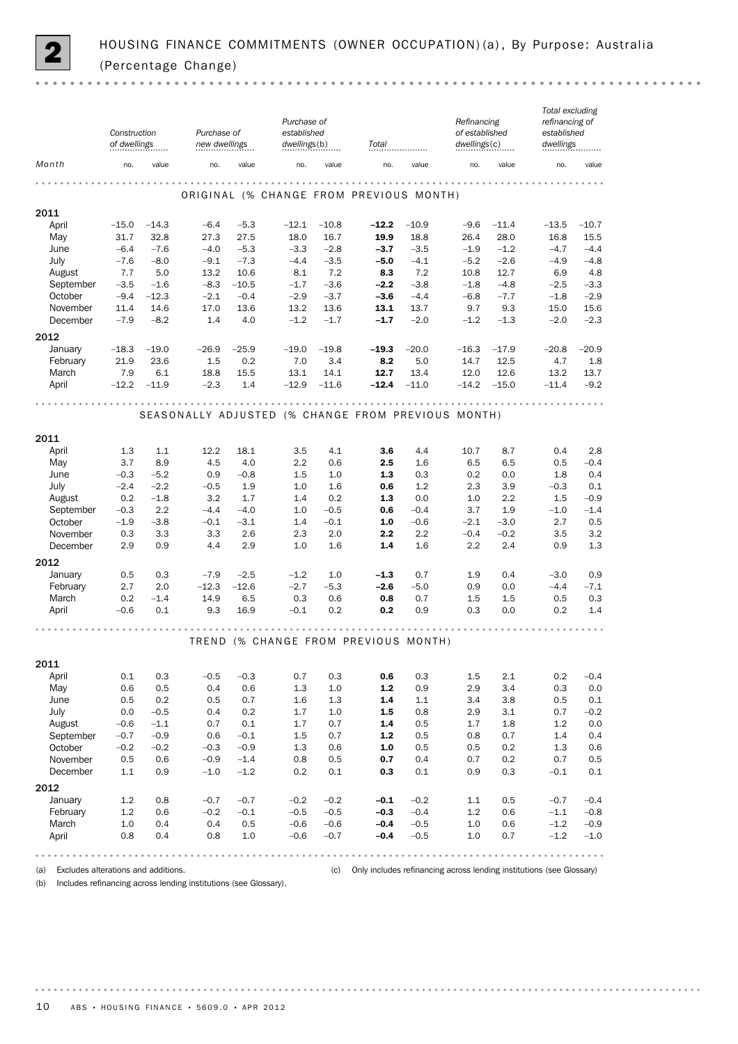## 2 HOUSING FINANCE COMMITMENTS (OWNER OCCUPATION)(a), By Purpose: Australia (Percentage Change)

| Month | Construction of dwellings | | Purchase of new dwellings | | Purchase of established dwellings(b) | | Total | | Refinancing of established dwellings(c) | | Total excluding refinancing of established dwellings | |
|---|---|---|---|---|---|---|---|---|---|---|---|---|
| | no. | value | no. | value | no. | value | no. | value | no. | value | no. | value |
| **ORIGINAL (% CHANGE FROM PREVIOUS MONTH)** | | | | | | | | | | | | |
| **2011** | | | | | | | | | | | | |
| April | −15.0 | −14.3 | −6.4 | −5.3 | −12.1 | −10.8 | **−12.2** | −10.9 | −9.6 | −11.4 | −13.5 | −10.7 |
| May | 31.7 | 32.8 | 27.3 | 27.5 | 18.0 | 16.7 | **19.9** | 18.8 | 26.4 | 28.0 | 16.8 | 15.5 |
| June | −6.4 | −7.6 | −4.0 | −5.3 | −3.3 | −2.8 | **−3.7** | −3.5 | −1.9 | −1.2 | −4.7 | −4.4 |
| July | −7.6 | −8.0 | −9.1 | −7.3 | −4.4 | −3.5 | **−5.0** | −4.1 | −5.2 | −2.6 | −4.9 | −4.8 |
| August | 7.7 | 5.0 | 13.2 | 10.6 | 8.1 | 7.2 | **8.3** | 7.2 | 10.8 | 12.7 | 6.9 | 4.8 |
| September | −3.5 | −1.6 | −8.3 | −10.5 | −1.7 | −3.6 | **−2.2** | −3.8 | −1.8 | −4.8 | −2.5 | −3.3 |
| October | −9.4 | −12.3 | −2.1 | −0.4 | −2.9 | −3.7 | **−3.6** | −4.4 | −6.8 | −7.7 | −1.8 | −2.9 |
| November | 11.4 | 14.6 | 17.0 | 13.6 | 13.2 | 13.6 | **13.1** | 13.7 | 9.7 | 9.3 | 15.0 | 15.6 |
| December | −7.9 | −8.2 | 1.4 | 4.0 | −1.2 | −1.7 | **−1.7** | −2.0 | −1.2 | −1.3 | −2.0 | −2.3 |
| **2012** | | | | | | | | | | | | |
| January | −18.3 | −19.0 | −26.9 | −25.9 | −19.0 | −19.8 | **−19.3** | −20.0 | −16.3 | −17.9 | −20.8 | −20.9 |
| February | 21.9 | 23.6 | 1.5 | 0.2 | 7.0 | 3.4 | **8.2** | 5.0 | 14.7 | 12.5 | 4.7 | 1.8 |
| March | 7.9 | 6.1 | 18.8 | 15.5 | 13.1 | 14.1 | **12.7** | 13.4 | 12.0 | 12.6 | 13.2 | 13.7 |
| April | −12.2 | −11.9 | −2.3 | 1.4 | −12.9 | −11.6 | **−12.4** | −11.0 | −14.2 | −15.0 | −11.4 | −9.2 |
| **SEASONALLY ADJUSTED (% CHANGE FROM PREVIOUS MONTH)** | | | | | | | | | | | | |
| **2011** | | | | | | | | | | | | |
| April | 1.3 | 1.1 | 12.2 | 18.1 | 3.5 | 4.1 | **3.6** | 4.4 | 10.7 | 8.7 | 0.4 | 2.8 |
| May | 3.7 | 8.9 | 4.5 | 4.0 | 2.2 | 0.6 | **2.5** | 1.6 | 6.5 | 6.5 | 0.5 | −0.4 |
| June | −0.3 | −5.2 | 0.9 | −0.8 | 1.5 | 1.0 | **1.3** | 0.3 | 0.2 | 0.0 | 1.8 | 0.4 |
| July | −2.4 | −2.2 | −0.5 | 1.9 | 1.0 | 1.6 | **0.6** | 1.2 | 2.3 | 3.9 | −0.3 | 0.1 |
| August | 0.2 | −1.8 | 3.2 | 1.7 | 1.4 | 0.2 | **1.3** | 0.0 | 1.0 | 2.2 | 1.5 | −0.9 |
| September | −0.3 | 2.2 | −4.4 | −4.0 | 1.0 | −0.5 | **0.6** | −0.4 | 3.7 | 1.9 | −1.0 | −1.4 |
| October | −1.9 | −3.8 | −0.1 | −3.1 | 1.4 | −0.1 | **1.0** | −0.6 | −2.1 | −3.0 | 2.7 | 0.5 |
| November | 0.3 | 3.3 | 3.3 | 2.6 | 2.3 | 2.0 | **2.2** | 2.2 | −0.4 | −0.2 | 3.5 | 3.2 |
| December | 2.9 | 0.9 | 4.4 | 2.9 | 1.0 | 1.6 | **1.4** | 1.6 | 2.2 | 2.4 | 0.9 | 1.3 |
| **2012** | | | | | | | | | | | | |
| January | 0.5 | 0.3 | −7.9 | −2.5 | −1.2 | 1.0 | **−1.3** | 0.7 | 1.9 | 0.4 | −3.0 | 0.9 |
| February | 2.7 | 2.0 | −12.3 | −12.6 | −2.7 | −5.3 | **−2.6** | −5.0 | 0.9 | 0.0 | −4.4 | −7.1 |
| March | 0.2 | −1.4 | 14.9 | 6.5 | 0.3 | 0.6 | **0.8** | 0.7 | 1.5 | 1.5 | 0.5 | 0.3 |
| April | −0.6 | 0.1 | 9.3 | 16.9 | −0.1 | 0.2 | **0.2** | 0.9 | 0.3 | 0.0 | 0.2 | 1.4 |
| **TREND (% CHANGE FROM PREVIOUS MONTH)** | | | | | | | | | | | | |
| **2011** | | | | | | | | | | | | |
| April | 0.1 | 0.3 | −0.5 | −0.3 | 0.7 | 0.3 | **0.6** | 0.3 | 1.5 | 2.1 | 0.2 | −0.4 |
| May | 0.6 | 0.5 | 0.4 | 0.6 | 1.3 | 1.0 | **1.2** | 0.9 | 2.9 | 3.4 | 0.3 | 0.0 |
| June | 0.5 | 0.2 | 0.5 | 0.7 | 1.6 | 1.3 | **1.4** | 1.1 | 3.4 | 3.8 | 0.5 | 0.1 |
| July | 0.0 | −0.5 | 0.4 | 0.2 | 1.7 | 1.0 | **1.5** | 0.8 | 2.9 | 3.1 | 0.7 | −0.2 |
| August | −0.6 | −1.1 | 0.7 | 0.1 | 1.7 | 0.7 | **1.4** | 0.5 | 1.7 | 1.8 | 1.2 | 0.0 |
| September | −0.7 | −0.9 | 0.6 | −0.1 | 1.5 | 0.7 | **1.2** | 0.5 | 0.8 | 0.7 | 1.4 | 0.4 |
| October | −0.2 | −0.2 | −0.3 | −0.9 | 1.3 | 0.6 | **1.0** | 0.5 | 0.5 | 0.2 | 1.3 | 0.6 |
| November | 0.5 | 0.6 | −0.9 | −1.4 | 0.8 | 0.5 | **0.7** | 0.4 | 0.7 | 0.2 | 0.7 | 0.5 |
| December | 1.1 | 0.9 | −1.0 | −1.2 | 0.2 | 0.1 | **0.3** | 0.1 | 0.9 | 0.3 | −0.1 | 0.1 |
| **2012** | | | | | | | | | | | | |
| January | 1.2 | 0.8 | −0.7 | −0.7 | −0.2 | −0.2 | **−0.1** | −0.2 | 1.1 | 0.5 | −0.7 | −0.4 |
| February | 1.2 | 0.6 | −0.2 | −0.1 | −0.5 | −0.5 | **−0.3** | −0.4 | 1.2 | 0.6 | −1.1 | −0.8 |
| March | 1.0 | 0.4 | 0.4 | 0.5 | −0.6 | −0.6 | **−0.4** | −0.5 | 1.0 | 0.6 | −1.2 | −0.9 |
| April | 0.8 | 0.4 | 0.8 | 1.0 | −0.6 | −0.7 | **−0.4** | −0.5 | 1.0 | 0.7 | −1.2 | −1.0 |

(a) Excludes alterations and additions.
(b) Includes refinancing across lending institutions (see Glossary).
(c) Only includes refinancing across lending institutions (see Glossary)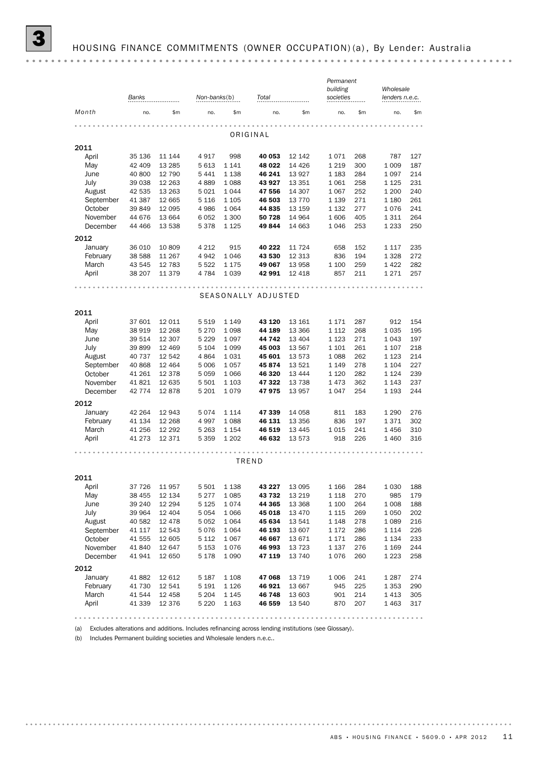## 3 HOUSING FINANCE COMMITMENTS (OWNER OCCUPATION)(a), By Lender: Australia

| Month | Banks | | Non-banks(b) | | Total | | Permanent building societies | | Wholesale lenders n.e.c. | |
|---|---|---|---|---|---|---|---|---|---|---|
| | no. | $m | no. | $m | no. | $m | no. | $m | no. | $m |
| **ORIGINAL** | | | | | | | | | | |
| **2011** | | | | | | | | | | |
| April | 35 136 | 11 144 | 4 917 | 998 | **40 053** | 12 142 | 1 071 | 268 | 787 | 127 |
| May | 42 409 | 13 285 | 5 613 | 1 141 | **48 022** | 14 426 | 1 219 | 300 | 1 009 | 187 |
| June | 40 800 | 12 790 | 5 441 | 1 138 | **46 241** | 13 927 | 1 183 | 284 | 1 097 | 214 |
| July | 39 038 | 12 263 | 4 889 | 1 088 | **43 927** | 13 351 | 1 061 | 258 | 1 125 | 231 |
| August | 42 535 | 13 263 | 5 021 | 1 044 | **47 556** | 14 307 | 1 067 | 252 | 1 200 | 240 |
| September | 41 387 | 12 665 | 5 116 | 1 105 | **46 503** | 13 770 | 1 139 | 271 | 1 180 | 261 |
| October | 39 849 | 12 095 | 4 986 | 1 064 | **44 835** | 13 159 | 1 132 | 277 | 1 076 | 241 |
| November | 44 676 | 13 664 | 6 052 | 1 300 | **50 728** | 14 964 | 1 606 | 405 | 1 311 | 264 |
| December | 44 466 | 13 538 | 5 378 | 1 125 | **49 844** | 14 663 | 1 046 | 253 | 1 233 | 250 |
| **2012** | | | | | | | | | | |
| January | 36 010 | 10 809 | 4 212 | 915 | **40 222** | 11 724 | 658 | 152 | 1 117 | 235 |
| February | 38 588 | 11 267 | 4 942 | 1 046 | **43 530** | 12 313 | 836 | 194 | 1 328 | 272 |
| March | 43 545 | 12 783 | 5 522 | 1 175 | **49 067** | 13 958 | 1 100 | 259 | 1 422 | 282 |
| April | 38 207 | 11 379 | 4 784 | 1 039 | **42 991** | 12 418 | 857 | 211 | 1 271 | 257 |
| **SEASONALLY ADJUSTED** | | | | | | | | | | |
| **2011** | | | | | | | | | | |
| April | 37 601 | 12 011 | 5 519 | 1 149 | **43 120** | 13 161 | 1 171 | 287 | 912 | 154 |
| May | 38 919 | 12 268 | 5 270 | 1 098 | **44 189** | 13 366 | 1 112 | 268 | 1 035 | 195 |
| June | 39 514 | 12 307 | 5 229 | 1 097 | **44 742** | 13 404 | 1 123 | 271 | 1 043 | 197 |
| July | 39 899 | 12 469 | 5 104 | 1 099 | **45 003** | 13 567 | 1 101 | 261 | 1 107 | 218 |
| August | 40 737 | 12 542 | 4 864 | 1 031 | **45 601** | 13 573 | 1 088 | 262 | 1 123 | 214 |
| September | 40 868 | 12 464 | 5 006 | 1 057 | **45 874** | 13 521 | 1 149 | 278 | 1 104 | 227 |
| October | 41 261 | 12 378 | 5 059 | 1 066 | **46 320** | 13 444 | 1 120 | 282 | 1 124 | 239 |
| November | 41 821 | 12 635 | 5 501 | 1 103 | **47 322** | 13 738 | 1 473 | 362 | 1 143 | 237 |
| December | 42 774 | 12 878 | 5 201 | 1 079 | **47 975** | 13 957 | 1 047 | 254 | 1 193 | 244 |
| **2012** | | | | | | | | | | |
| January | 42 264 | 12 943 | 5 074 | 1 114 | **47 339** | 14 058 | 811 | 183 | 1 290 | 276 |
| February | 41 134 | 12 268 | 4 997 | 1 088 | **46 131** | 13 356 | 836 | 197 | 1 371 | 302 |
| March | 41 256 | 12 292 | 5 263 | 1 154 | **46 519** | 13 445 | 1 015 | 241 | 1 456 | 310 |
| April | 41 273 | 12 371 | 5 359 | 1 202 | **46 632** | 13 573 | 918 | 226 | 1 460 | 316 |
| **TREND** | | | | | | | | | | |
| **2011** | | | | | | | | | | |
| April | 37 726 | 11 957 | 5 501 | 1 138 | **43 227** | 13 095 | 1 166 | 284 | 1 030 | 188 |
| May | 38 455 | 12 134 | 5 277 | 1 085 | **43 732** | 13 219 | 1 118 | 270 | 985 | 179 |
| June | 39 240 | 12 294 | 5 125 | 1 074 | **44 365** | 13 368 | 1 100 | 264 | 1 008 | 188 |
| July | 39 964 | 12 404 | 5 054 | 1 066 | **45 018** | 13 470 | 1 115 | 269 | 1 050 | 202 |
| August | 40 582 | 12 478 | 5 052 | 1 064 | **45 634** | 13 541 | 1 148 | 278 | 1 089 | 216 |
| September | 41 117 | 12 543 | 5 076 | 1 064 | **46 193** | 13 607 | 1 172 | 286 | 1 114 | 226 |
| October | 41 555 | 12 605 | 5 112 | 1 067 | **46 667** | 13 671 | 1 171 | 286 | 1 134 | 233 |
| November | 41 840 | 12 647 | 5 153 | 1 076 | **46 993** | 13 723 | 1 137 | 276 | 1 169 | 244 |
| December | 41 941 | 12 650 | 5 178 | 1 090 | **47 119** | 13 740 | 1 076 | 260 | 1 223 | 258 |
| **2012** | | | | | | | | | | |
| January | 41 882 | 12 612 | 5 187 | 1 108 | **47 068** | 13 719 | 1 006 | 241 | 1 287 | 274 |
| February | 41 730 | 12 541 | 5 191 | 1 126 | **46 921** | 13 667 | 945 | 225 | 1 353 | 290 |
| March | 41 544 | 12 458 | 5 204 | 1 145 | **46 748** | 13 603 | 901 | 214 | 1 413 | 305 |
| April | 41 339 | 12 376 | 5 220 | 1 163 | **46 559** | 13 540 | 870 | 207 | 1 463 | 317 |

(a) Excludes alterations and additions. Includes refinancing across lending institutions (see Glossary).

(b) Includes Permanent building societies and Wholesale lenders n.e.c..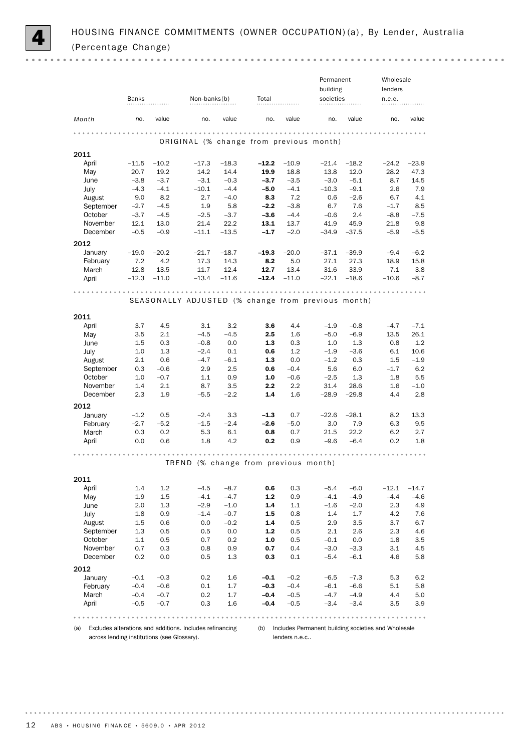# 4 HOUSING FINANCE COMMITMENTS (OWNER OCCUPATION)(a), By Lender, Australia (Percentage Change)

| Month | Banks | | Non-banks(b) | | Total | | Permanent building societies | | Wholesale lenders n.e.c. | |
|---|---|---|---|---|---|---|---|---|---|---|
| | no. | value | no. | value | no. | value | no. | value | no. | value |
| **ORIGINAL (% change from previous month)** | | | | | | | | | | |
| **2011** | | | | | | | | | | |
| April | –11.5 | –10.2 | –17.3 | –18.3 | **–12.2** | –10.9 | –21.4 | –18.2 | –24.2 | –23.9 |
| May | 20.7 | 19.2 | 14.2 | 14.4 | **19.9** | 18.8 | 13.8 | 12.0 | 28.2 | 47.3 |
| June | –3.8 | –3.7 | –3.1 | –0.3 | **–3.7** | –3.5 | –3.0 | –5.1 | 8.7 | 14.5 |
| July | –4.3 | –4.1 | –10.1 | –4.4 | **–5.0** | –4.1 | –10.3 | –9.1 | 2.6 | 7.9 |
| August | 9.0 | 8.2 | 2.7 | –4.0 | **8.3** | 7.2 | 0.6 | –2.6 | 6.7 | 4.1 |
| September | –2.7 | –4.5 | 1.9 | 5.8 | **–2.2** | –3.8 | 6.7 | 7.6 | –1.7 | 8.5 |
| October | –3.7 | –4.5 | –2.5 | –3.7 | **–3.6** | –4.4 | –0.6 | 2.4 | –8.8 | –7.5 |
| November | 12.1 | 13.0 | 21.4 | 22.2 | **13.1** | 13.7 | 41.9 | 45.9 | 21.8 | 9.8 |
| December | –0.5 | –0.9 | –11.1 | –13.5 | **–1.7** | –2.0 | –34.9 | –37.5 | –5.9 | –5.5 |
| **2012** | | | | | | | | | | |
| January | –19.0 | –20.2 | –21.7 | –18.7 | **–19.3** | –20.0 | –37.1 | –39.9 | –9.4 | –6.2 |
| February | 7.2 | 4.2 | 17.3 | 14.3 | **8.2** | 5.0 | 27.1 | 27.3 | 18.9 | 15.8 |
| March | 12.8 | 13.5 | 11.7 | 12.4 | **12.7** | 13.4 | 31.6 | 33.9 | 7.1 | 3.8 |
| April | –12.3 | –11.0 | –13.4 | –11.6 | **–12.4** | –11.0 | –22.1 | –18.6 | –10.6 | –8.7 |
| **SEASONALLY ADJUSTED (% change from previous month)** | | | | | | | | | | |
| **2011** | | | | | | | | | | |
| April | 3.7 | 4.5 | 3.1 | 3.2 | **3.6** | 4.4 | –1.9 | –0.8 | –4.7 | –7.1 |
| May | 3.5 | 2.1 | –4.5 | –4.5 | **2.5** | 1.6 | –5.0 | –6.9 | 13.5 | 26.1 |
| June | 1.5 | 0.3 | –0.8 | 0.0 | **1.3** | 0.3 | 1.0 | 1.3 | 0.8 | 1.2 |
| July | 1.0 | 1.3 | –2.4 | 0.1 | **0.6** | 1.2 | –1.9 | –3.6 | 6.1 | 10.6 |
| August | 2.1 | 0.6 | –4.7 | –6.1 | **1.3** | 0.0 | –1.2 | 0.3 | 1.5 | –1.9 |
| September | 0.3 | –0.6 | 2.9 | 2.5 | **0.6** | –0.4 | 5.6 | 6.0 | –1.7 | 6.2 |
| October | 1.0 | –0.7 | 1.1 | 0.9 | **1.0** | –0.6 | –2.5 | 1.3 | 1.8 | 5.5 |
| November | 1.4 | 2.1 | 8.7 | 3.5 | **2.2** | 2.2 | 31.4 | 28.6 | 1.6 | –1.0 |
| December | 2.3 | 1.9 | –5.5 | –2.2 | **1.4** | 1.6 | –28.9 | –29.8 | 4.4 | 2.8 |
| **2012** | | | | | | | | | | |
| January | –1.2 | 0.5 | –2.4 | 3.3 | **–1.3** | 0.7 | –22.6 | –28.1 | 8.2 | 13.3 |
| February | –2.7 | –5.2 | –1.5 | –2.4 | **–2.6** | –5.0 | 3.0 | 7.9 | 6.3 | 9.5 |
| March | 0.3 | 0.2 | 5.3 | 6.1 | **0.8** | 0.7 | 21.5 | 22.2 | 6.2 | 2.7 |
| April | 0.0 | 0.6 | 1.8 | 4.2 | **0.2** | 0.9 | –9.6 | –6.4 | 0.2 | 1.8 |
| **TREND (% change from previous month)** | | | | | | | | | | |
| **2011** | | | | | | | | | | |
| April | 1.4 | 1.2 | –4.5 | –8.7 | **0.6** | 0.3 | –5.4 | –6.0 | –12.1 | –14.7 |
| May | 1.9 | 1.5 | –4.1 | –4.7 | **1.2** | 0.9 | –4.1 | –4.9 | –4.4 | –4.6 |
| June | 2.0 | 1.3 | –2.9 | –1.0 | **1.4** | 1.1 | –1.6 | –2.0 | 2.3 | 4.9 |
| July | 1.8 | 0.9 | –1.4 | –0.7 | **1.5** | 0.8 | 1.4 | 1.7 | 4.2 | 7.6 |
| August | 1.5 | 0.6 | 0.0 | –0.2 | **1.4** | 0.5 | 2.9 | 3.5 | 3.7 | 6.7 |
| September | 1.3 | 0.5 | 0.5 | 0.0 | **1.2** | 0.5 | 2.1 | 2.6 | 2.3 | 4.6 |
| October | 1.1 | 0.5 | 0.7 | 0.2 | **1.0** | 0.5 | –0.1 | 0.0 | 1.8 | 3.5 |
| November | 0.7 | 0.3 | 0.8 | 0.9 | **0.7** | 0.4 | –3.0 | –3.3 | 3.1 | 4.5 |
| December | 0.2 | 0.0 | 0.5 | 1.3 | **0.3** | 0.1 | –5.4 | –6.1 | 4.6 | 5.8 |
| **2012** | | | | | | | | | | |
| January | –0.1 | –0.3 | 0.2 | 1.6 | **–0.1** | –0.2 | –6.5 | –7.3 | 5.3 | 6.2 |
| February | –0.4 | –0.6 | 0.1 | 1.7 | **–0.3** | –0.4 | –6.1 | –6.6 | 5.1 | 5.8 |
| March | –0.4 | –0.7 | 0.2 | 1.7 | **–0.4** | –0.5 | –4.7 | –4.9 | 4.4 | 5.0 |
| April | –0.5 | –0.7 | 0.3 | 1.6 | **–0.4** | –0.5 | –3.4 | –3.4 | 3.5 | 3.9 |

(a) Excludes alterations and additions. Includes refinancing across lending institutions (see Glossary).

(b) Includes Permanent building societies and Wholesale lenders n.e.c..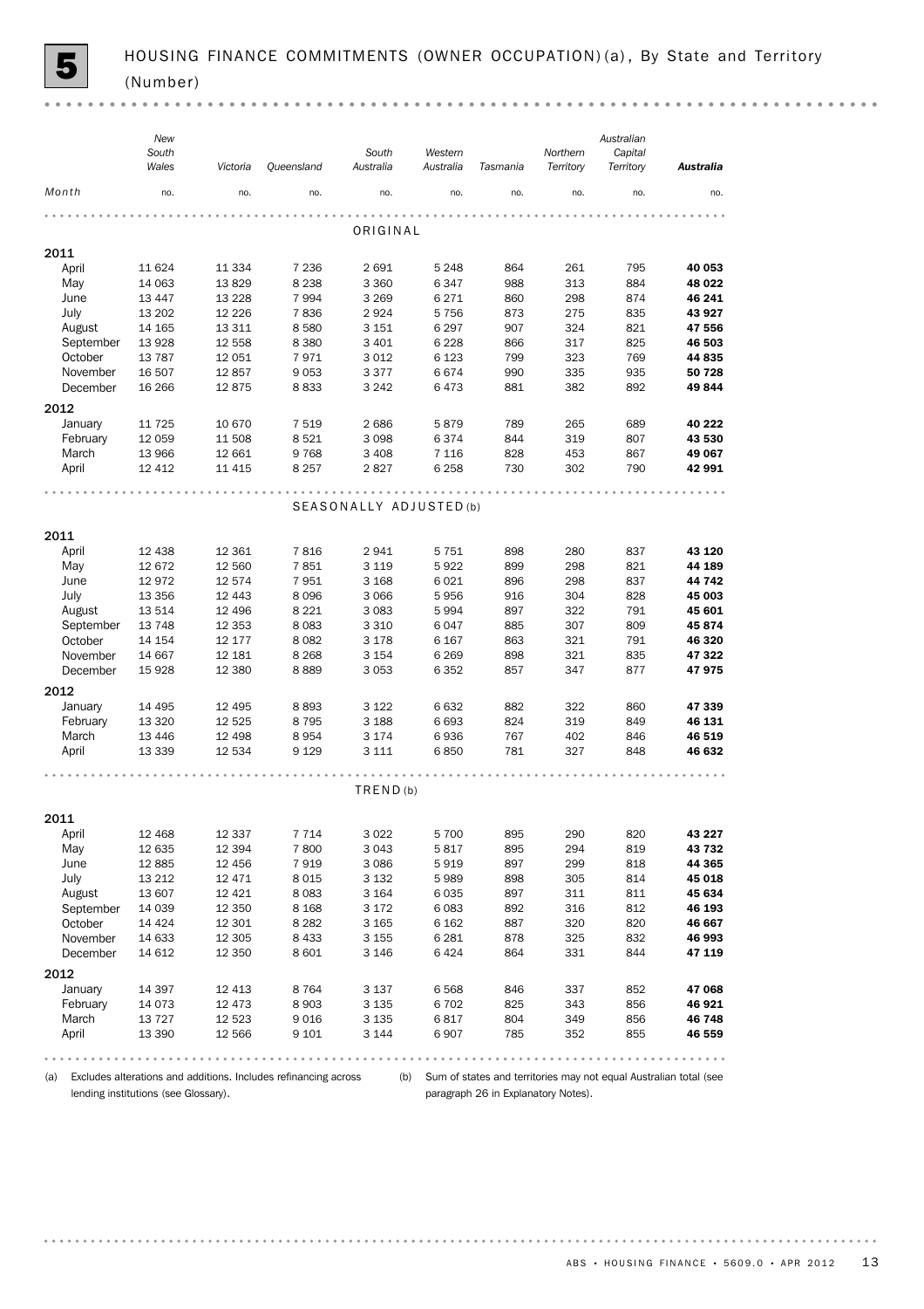# 5 HOUSING FINANCE COMMITMENTS (OWNER OCCUPATION)(a), By State and Territory (Number)

| Month | New South Wales | Victoria | Queensland | South Australia | Western Australia | Tasmania | Northern Territory | Australian Capital Territory | **Australia** |
|---|---|---|---|---|---|---|---|---|---|
| | no. | no. | no. | no. | no. | no. | no. | no. | no. |
| **ORIGINAL** | | | | | | | | | |
| **2011** | | | | | | | | | |
| April | 11 624 | 11 334 | 7 236 | 2 691 | 5 248 | 864 | 261 | 795 | **40 053** |
| May | 14 063 | 13 829 | 8 238 | 3 360 | 6 347 | 988 | 313 | 884 | **48 022** |
| June | 13 447 | 13 228 | 7 994 | 3 269 | 6 271 | 860 | 298 | 874 | **46 241** |
| July | 13 202 | 12 226 | 7 836 | 2 924 | 5 756 | 873 | 275 | 835 | **43 927** |
| August | 14 165 | 13 311 | 8 580 | 3 151 | 6 297 | 907 | 324 | 821 | **47 556** |
| September | 13 928 | 12 558 | 8 380 | 3 401 | 6 228 | 866 | 317 | 825 | **46 503** |
| October | 13 787 | 12 051 | 7 971 | 3 012 | 6 123 | 799 | 323 | 769 | **44 835** |
| November | 16 507 | 12 857 | 9 053 | 3 377 | 6 674 | 990 | 335 | 935 | **50 728** |
| December | 16 266 | 12 875 | 8 833 | 3 242 | 6 473 | 881 | 382 | 892 | **49 844** |
| **2012** | | | | | | | | | |
| January | 11 725 | 10 670 | 7 519 | 2 686 | 5 879 | 789 | 265 | 689 | **40 222** |
| February | 12 059 | 11 508 | 8 521 | 3 098 | 6 374 | 844 | 319 | 807 | **43 530** |
| March | 13 966 | 12 661 | 9 768 | 3 408 | 7 116 | 828 | 453 | 867 | **49 067** |
| April | 12 412 | 11 415 | 8 257 | 2 827 | 6 258 | 730 | 302 | 790 | **42 991** |
| **SEASONALLY ADJUSTED(b)** | | | | | | | | | |
| **2011** | | | | | | | | | |
| April | 12 438 | 12 361 | 7 816 | 2 941 | 5 751 | 898 | 280 | 837 | **43 120** |
| May | 12 672 | 12 560 | 7 851 | 3 119 | 5 922 | 899 | 298 | 821 | **44 189** |
| June | 12 972 | 12 574 | 7 951 | 3 168 | 6 021 | 896 | 298 | 837 | **44 742** |
| July | 13 356 | 12 443 | 8 096 | 3 066 | 5 956 | 916 | 304 | 828 | **45 003** |
| August | 13 514 | 12 496 | 8 221 | 3 083 | 5 994 | 897 | 322 | 791 | **45 601** |
| September | 13 748 | 12 353 | 8 083 | 3 310 | 6 047 | 885 | 307 | 809 | **45 874** |
| October | 14 154 | 12 177 | 8 082 | 3 178 | 6 167 | 863 | 321 | 791 | **46 320** |
| November | 14 667 | 12 181 | 8 268 | 3 154 | 6 269 | 898 | 321 | 835 | **47 322** |
| December | 15 928 | 12 380 | 8 889 | 3 053 | 6 352 | 857 | 347 | 877 | **47 975** |
| **2012** | | | | | | | | | |
| January | 14 495 | 12 495 | 8 893 | 3 122 | 6 632 | 882 | 322 | 860 | **47 339** |
| February | 13 320 | 12 525 | 8 795 | 3 188 | 6 693 | 824 | 319 | 849 | **46 131** |
| March | 13 446 | 12 498 | 8 954 | 3 174 | 6 936 | 767 | 402 | 846 | **46 519** |
| April | 13 339 | 12 534 | 9 129 | 3 111 | 6 850 | 781 | 327 | 848 | **46 632** |
| **TREND(b)** | | | | | | | | | |
| **2011** | | | | | | | | | |
| April | 12 468 | 12 337 | 7 714 | 3 022 | 5 700 | 895 | 290 | 820 | **43 227** |
| May | 12 635 | 12 394 | 7 800 | 3 043 | 5 817 | 895 | 294 | 819 | **43 732** |
| June | 12 885 | 12 456 | 7 919 | 3 086 | 5 919 | 897 | 299 | 818 | **44 365** |
| July | 13 212 | 12 471 | 8 015 | 3 132 | 5 989 | 898 | 305 | 814 | **45 018** |
| August | 13 607 | 12 421 | 8 083 | 3 164 | 6 035 | 897 | 311 | 811 | **45 634** |
| September | 14 039 | 12 350 | 8 168 | 3 172 | 6 083 | 892 | 316 | 812 | **46 193** |
| October | 14 424 | 12 301 | 8 282 | 3 165 | 6 162 | 887 | 320 | 820 | **46 667** |
| November | 14 633 | 12 305 | 8 433 | 3 155 | 6 281 | 878 | 325 | 832 | **46 993** |
| December | 14 612 | 12 350 | 8 601 | 3 146 | 6 424 | 864 | 331 | 844 | **47 119** |
| **2012** | | | | | | | | | |
| January | 14 397 | 12 413 | 8 764 | 3 137 | 6 568 | 846 | 337 | 852 | **47 068** |
| February | 14 073 | 12 473 | 8 903 | 3 135 | 6 702 | 825 | 343 | 856 | **46 921** |
| March | 13 727 | 12 523 | 9 016 | 3 135 | 6 817 | 804 | 349 | 856 | **46 748** |
| April | 13 390 | 12 566 | 9 101 | 3 144 | 6 907 | 785 | 352 | 855 | **46 559** |

(a) Excludes alterations and additions. Includes refinancing across lending institutions (see Glossary).

(b) Sum of states and territories may not equal Australian total (see paragraph 26 in Explanatory Notes).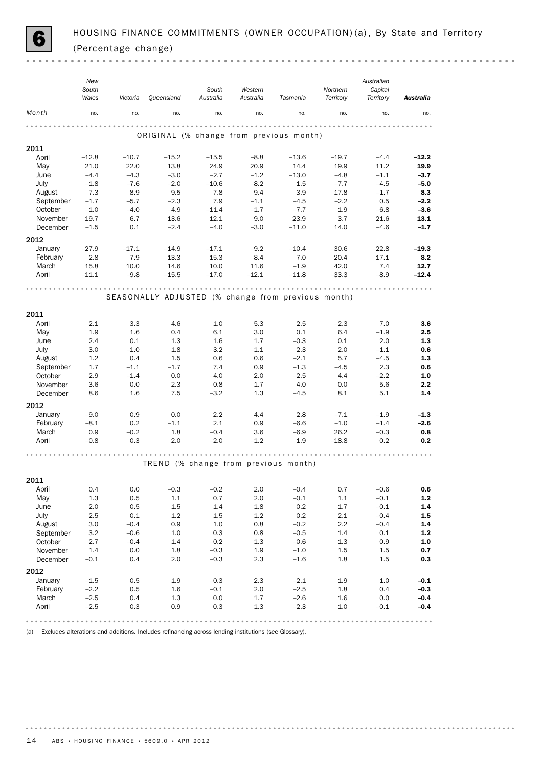# 6 HOUSING FINANCE COMMITMENTS (OWNER OCCUPATION)(a), By State and Territory (Percentage change)

| Month | New South Wales | Victoria | Queensland | South Australia | Western Australia | Tasmania | Northern Territory | Australian Capital Territory | **Australia** |
|---|---|---|---|---|---|---|---|---|---|
| | no. | no. | no. | no. | no. | no. | no. | no. | no. |
| **ORIGINAL (% change from previous month)** | | | | | | | | | |
| **2011** | | | | | | | | | |
| April | −12.8 | −10.7 | −15.2 | −15.5 | −8.8 | −13.6 | −19.7 | −4.4 | **−12.2** |
| May | 21.0 | 22.0 | 13.8 | 24.9 | 20.9 | 14.4 | 19.9 | 11.2 | **19.9** |
| June | −4.4 | −4.3 | −3.0 | −2.7 | −1.2 | −13.0 | −4.8 | −1.1 | **−3.7** |
| July | −1.8 | −7.6 | −2.0 | −10.6 | −8.2 | 1.5 | −7.7 | −4.5 | **−5.0** |
| August | 7.3 | 8.9 | 9.5 | 7.8 | 9.4 | 3.9 | 17.8 | −1.7 | **8.3** |
| September | −1.7 | −5.7 | −2.3 | 7.9 | −1.1 | −4.5 | −2.2 | 0.5 | **−2.2** |
| October | −1.0 | −4.0 | −4.9 | −11.4 | −1.7 | −7.7 | 1.9 | −6.8 | **−3.6** |
| November | 19.7 | 6.7 | 13.6 | 12.1 | 9.0 | 23.9 | 3.7 | 21.6 | **13.1** |
| December | −1.5 | 0.1 | −2.4 | −4.0 | −3.0 | −11.0 | 14.0 | −4.6 | **−1.7** |
| **2012** | | | | | | | | | |
| January | −27.9 | −17.1 | −14.9 | −17.1 | −9.2 | −10.4 | −30.6 | −22.8 | **−19.3** |
| February | 2.8 | 7.9 | 13.3 | 15.3 | 8.4 | 7.0 | 20.4 | 17.1 | **8.2** |
| March | 15.8 | 10.0 | 14.6 | 10.0 | 11.6 | −1.9 | 42.0 | 7.4 | **12.7** |
| April | −11.1 | −9.8 | −15.5 | −17.0 | −12.1 | −11.8 | −33.3 | −8.9 | **−12.4** |
| **SEASONALLY ADJUSTED (% change from previous month)** | | | | | | | | | |
| **2011** | | | | | | | | | |
| April | 2.1 | 3.3 | 4.6 | 1.0 | 5.3 | 2.5 | −2.3 | 7.0 | **3.6** |
| May | 1.9 | 1.6 | 0.4 | 6.1 | 3.0 | 0.1 | 6.4 | −1.9 | **2.5** |
| June | 2.4 | 0.1 | 1.3 | 1.6 | 1.7 | −0.3 | 0.1 | 2.0 | **1.3** |
| July | 3.0 | −1.0 | 1.8 | −3.2 | −1.1 | 2.3 | 2.0 | −1.1 | **0.6** |
| August | 1.2 | 0.4 | 1.5 | 0.6 | 0.6 | −2.1 | 5.7 | −4.5 | **1.3** |
| September | 1.7 | −1.1 | −1.7 | 7.4 | 0.9 | −1.3 | −4.5 | 2.3 | **0.6** |
| October | 2.9 | −1.4 | 0.0 | −4.0 | 2.0 | −2.5 | 4.4 | −2.2 | **1.0** |
| November | 3.6 | 0.0 | 2.3 | −0.8 | 1.7 | 4.0 | 0.0 | 5.6 | **2.2** |
| December | 8.6 | 1.6 | 7.5 | −3.2 | 1.3 | −4.5 | 8.1 | 5.1 | **1.4** |
| **2012** | | | | | | | | | |
| January | −9.0 | 0.9 | 0.0 | 2.2 | 4.4 | 2.8 | −7.1 | −1.9 | **−1.3** |
| February | −8.1 | 0.2 | −1.1 | 2.1 | 0.9 | −6.6 | −1.0 | −1.4 | **−2.6** |
| March | 0.9 | −0.2 | 1.8 | −0.4 | 3.6 | −6.9 | 26.2 | −0.3 | **0.8** |
| April | −0.8 | 0.3 | 2.0 | −2.0 | −1.2 | 1.9 | −18.8 | 0.2 | **0.2** |
| **TREND (% change from previous month)** | | | | | | | | | |
| **2011** | | | | | | | | | |
| April | 0.4 | 0.0 | −0.3 | −0.2 | 2.0 | −0.4 | 0.7 | −0.6 | **0.6** |
| May | 1.3 | 0.5 | 1.1 | 0.7 | 2.0 | −0.1 | 1.1 | −0.1 | **1.2** |
| June | 2.0 | 0.5 | 1.5 | 1.4 | 1.8 | 0.2 | 1.7 | −0.1 | **1.4** |
| July | 2.5 | 0.1 | 1.2 | 1.5 | 1.2 | 0.2 | 2.1 | −0.4 | **1.5** |
| August | 3.0 | −0.4 | 0.9 | 1.0 | 0.8 | −0.2 | 2.2 | −0.4 | **1.4** |
| September | 3.2 | −0.6 | 1.0 | 0.3 | 0.8 | −0.5 | 1.4 | 0.1 | **1.2** |
| October | 2.7 | −0.4 | 1.4 | −0.2 | 1.3 | −0.6 | 1.3 | 0.9 | **1.0** |
| November | 1.4 | 0.0 | 1.8 | −0.3 | 1.9 | −1.0 | 1.5 | 1.5 | **0.7** |
| December | −0.1 | 0.4 | 2.0 | −0.3 | 2.3 | −1.6 | 1.8 | 1.5 | **0.3** |
| **2012** | | | | | | | | | |
| January | −1.5 | 0.5 | 1.9 | −0.3 | 2.3 | −2.1 | 1.9 | 1.0 | **−0.1** |
| February | −2.2 | 0.5 | 1.6 | −0.1 | 2.0 | −2.5 | 1.8 | 0.4 | **−0.3** |
| March | −2.5 | 0.4 | 1.3 | 0.0 | 1.7 | −2.6 | 1.6 | 0.0 | **−0.4** |
| April | −2.5 | 0.3 | 0.9 | 0.3 | 1.3 | −2.3 | 1.0 | −0.1 | **−0.4** |

(a) Excludes alterations and additions. Includes refinancing across lending institutions (see Glossary).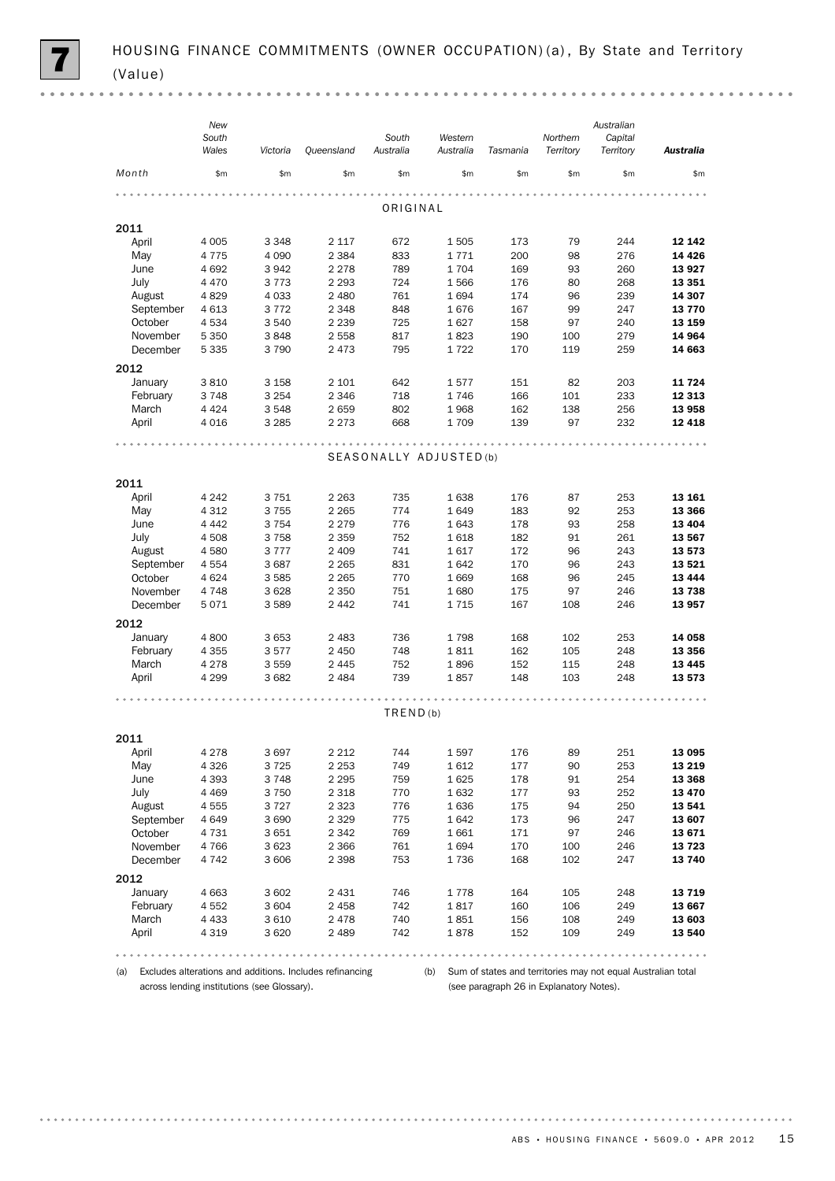# 7 HOUSING FINANCE COMMITMENTS (OWNER OCCUPATION)(a), By State and Territory (Value)

| Month | New South Wales | Victoria | Queensland | South Australia | Western Australia | Tasmania | Northern Territory | Australian Capital Territory | **Australia** |
|---|---|---|---|---|---|---|---|---|---|
| | $m | $m | $m | $m | $m | $m | $m | $m | $m |
| **ORIGINAL** | | | | | | | | | |
| **2011** | | | | | | | | | |
| April | 4 005 | 3 348 | 2 117 | 672 | 1 505 | 173 | 79 | 244 | **12 142** |
| May | 4 775 | 4 090 | 2 384 | 833 | 1 771 | 200 | 98 | 276 | **14 426** |
| June | 4 692 | 3 942 | 2 278 | 789 | 1 704 | 169 | 93 | 260 | **13 927** |
| July | 4 470 | 3 773 | 2 293 | 724 | 1 566 | 176 | 80 | 268 | **13 351** |
| August | 4 829 | 4 033 | 2 480 | 761 | 1 694 | 174 | 96 | 239 | **14 307** |
| September | 4 613 | 3 772 | 2 348 | 848 | 1 676 | 167 | 99 | 247 | **13 770** |
| October | 4 534 | 3 540 | 2 239 | 725 | 1 627 | 158 | 97 | 240 | **13 159** |
| November | 5 350 | 3 848 | 2 558 | 817 | 1 823 | 190 | 100 | 279 | **14 964** |
| December | 5 335 | 3 790 | 2 473 | 795 | 1 722 | 170 | 119 | 259 | **14 663** |
| **2012** | | | | | | | | | |
| January | 3 810 | 3 158 | 2 101 | 642 | 1 577 | 151 | 82 | 203 | **11 724** |
| February | 3 748 | 3 254 | 2 346 | 718 | 1 746 | 166 | 101 | 233 | **12 313** |
| March | 4 424 | 3 548 | 2 659 | 802 | 1 968 | 162 | 138 | 256 | **13 958** |
| April | 4 016 | 3 285 | 2 273 | 668 | 1 709 | 139 | 97 | 232 | **12 418** |
| **SEASONALLY ADJUSTED(b)** | | | | | | | | | |
| **2011** | | | | | | | | | |
| April | 4 242 | 3 751 | 2 263 | 735 | 1 638 | 176 | 87 | 253 | **13 161** |
| May | 4 312 | 3 755 | 2 265 | 774 | 1 649 | 183 | 92 | 253 | **13 366** |
| June | 4 442 | 3 754 | 2 279 | 776 | 1 643 | 178 | 93 | 258 | **13 404** |
| July | 4 508 | 3 758 | 2 359 | 752 | 1 618 | 182 | 91 | 261 | **13 567** |
| August | 4 580 | 3 777 | 2 409 | 741 | 1 617 | 172 | 96 | 243 | **13 573** |
| September | 4 554 | 3 687 | 2 265 | 831 | 1 642 | 170 | 96 | 243 | **13 521** |
| October | 4 624 | 3 585 | 2 265 | 770 | 1 669 | 168 | 96 | 245 | **13 444** |
| November | 4 748 | 3 628 | 2 350 | 751 | 1 680 | 175 | 97 | 246 | **13 738** |
| December | 5 071 | 3 589 | 2 442 | 741 | 1 715 | 167 | 108 | 246 | **13 957** |
| **2012** | | | | | | | | | |
| January | 4 800 | 3 653 | 2 483 | 736 | 1 798 | 168 | 102 | 253 | **14 058** |
| February | 4 355 | 3 577 | 2 450 | 748 | 1 811 | 162 | 105 | 248 | **13 356** |
| March | 4 278 | 3 559 | 2 445 | 752 | 1 896 | 152 | 115 | 248 | **13 445** |
| April | 4 299 | 3 682 | 2 484 | 739 | 1 857 | 148 | 103 | 248 | **13 573** |
| **TREND(b)** | | | | | | | | | |
| **2011** | | | | | | | | | |
| April | 4 278 | 3 697 | 2 212 | 744 | 1 597 | 176 | 89 | 251 | **13 095** |
| May | 4 326 | 3 725 | 2 253 | 749 | 1 612 | 177 | 90 | 253 | **13 219** |
| June | 4 393 | 3 748 | 2 295 | 759 | 1 625 | 178 | 91 | 254 | **13 368** |
| July | 4 469 | 3 750 | 2 318 | 770 | 1 632 | 177 | 93 | 252 | **13 470** |
| August | 4 555 | 3 727 | 2 323 | 776 | 1 636 | 175 | 94 | 250 | **13 541** |
| September | 4 649 | 3 690 | 2 329 | 775 | 1 642 | 173 | 96 | 247 | **13 607** |
| October | 4 731 | 3 651 | 2 342 | 769 | 1 661 | 171 | 97 | 246 | **13 671** |
| November | 4 766 | 3 623 | 2 366 | 761 | 1 694 | 170 | 100 | 246 | **13 723** |
| December | 4 742 | 3 606 | 2 398 | 753 | 1 736 | 168 | 102 | 247 | **13 740** |
| **2012** | | | | | | | | | |
| January | 4 663 | 3 602 | 2 431 | 746 | 1 778 | 164 | 105 | 248 | **13 719** |
| February | 4 552 | 3 604 | 2 458 | 742 | 1 817 | 160 | 106 | 249 | **13 667** |
| March | 4 433 | 3 610 | 2 478 | 740 | 1 851 | 156 | 108 | 249 | **13 603** |
| April | 4 319 | 3 620 | 2 489 | 742 | 1 878 | 152 | 109 | 249 | **13 540** |

(a) Excludes alterations and additions. Includes refinancing across lending institutions (see Glossary).

(b) Sum of states and territories may not equal Australian total (see paragraph 26 in Explanatory Notes).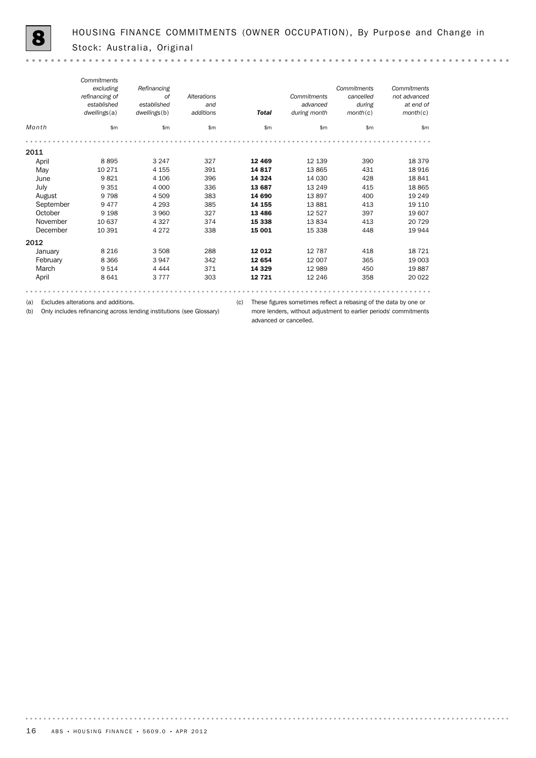# 8 HOUSING FINANCE COMMITMENTS (OWNER OCCUPATION), By Purpose and Change in Stock: Australia, Original

| Month | *Commitments excluding refinancing of established dwellings*(a) | *Refinancing of established dwellings*(b) | *Alterations and additions* | ***Total*** | *Commitments advanced during month* | *Commitments cancelled during month*(c) | *Commitments not advanced at end of month*(c) |
|---|---|---|---|---|---|---|---|
| | $m | $m | $m | $m | $m | $m | $m |
| **2011** | | | | | | | |
| April | 8 895 | 3 247 | 327 | **12 469** | 12 139 | 390 | 18 379 |
| May | 10 271 | 4 155 | 391 | **14 817** | 13 865 | 431 | 18 916 |
| June | 9 821 | 4 106 | 396 | **14 324** | 14 030 | 428 | 18 841 |
| July | 9 351 | 4 000 | 336 | **13 687** | 13 249 | 415 | 18 865 |
| August | 9 798 | 4 509 | 383 | **14 690** | 13 897 | 400 | 19 249 |
| September | 9 477 | 4 293 | 385 | **14 155** | 13 881 | 413 | 19 110 |
| October | 9 198 | 3 960 | 327 | **13 486** | 12 527 | 397 | 19 607 |
| November | 10 637 | 4 327 | 374 | **15 338** | 13 834 | 413 | 20 729 |
| December | 10 391 | 4 272 | 338 | **15 001** | 15 338 | 448 | 19 944 |
| **2012** | | | | | | | |
| January | 8 216 | 3 508 | 288 | **12 012** | 12 787 | 418 | 18 721 |
| February | 8 366 | 3 947 | 342 | **12 654** | 12 007 | 365 | 19 003 |
| March | 9 514 | 4 444 | 371 | **14 329** | 12 989 | 450 | 19 887 |
| April | 8 641 | 3 777 | 303 | **12 721** | 12 246 | 358 | 20 022 |

(a) Excludes alterations and additions.

(b) Only includes refinancing across lending institutions (see Glossary)

(c) These figures sometimes reflect a rebasing of the data by one or more lenders, without adjustment to earlier periods' commitments advanced or cancelled.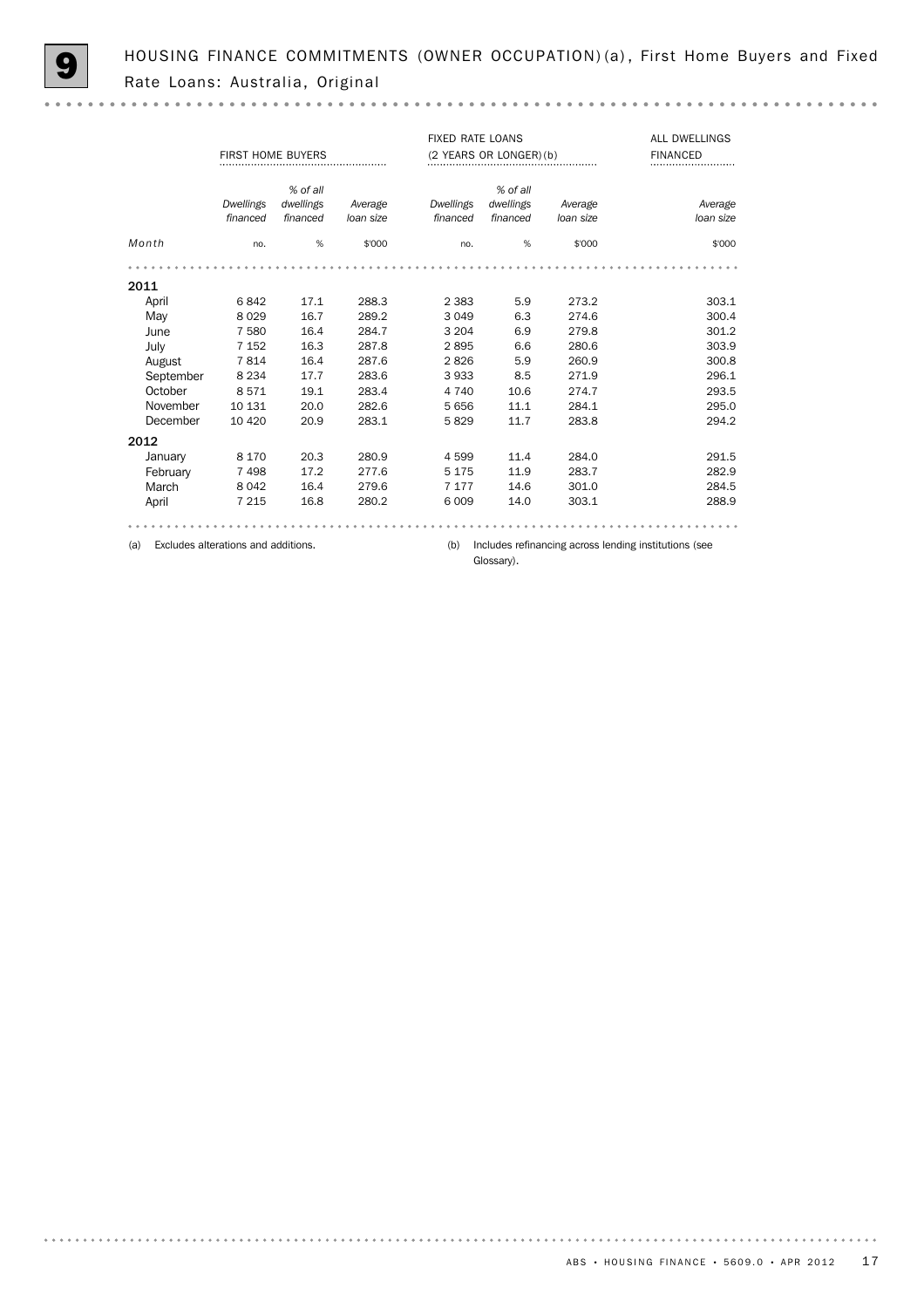# 9 HOUSING FINANCE COMMITMENTS (OWNER OCCUPATION)(a), First Home Buyers and Fixed Rate Loans: Australia, Original

| | FIRST HOME BUYERS | | | FIXED RATE LOANS (2 YEARS OR LONGER)(b) | | | ALL DWELLINGS FINANCED |
|---|---|---|---|---|---|---|---|
| | *Dwellings financed* | *% of all dwellings financed* | *Average loan size* | *Dwellings financed* | *% of all dwellings financed* | *Average loan size* | *Average loan size* |
| *Month* | no. | % | $'000 | no. | % | $'000 | $'000 |
| **2011** | | | | | | | |
| April | 6 842 | 17.1 | 288.3 | 2 383 | 5.9 | 273.2 | 303.1 |
| May | 8 029 | 16.7 | 289.2 | 3 049 | 6.3 | 274.6 | 300.4 |
| June | 7 580 | 16.4 | 284.7 | 3 204 | 6.9 | 279.8 | 301.2 |
| July | 7 152 | 16.3 | 287.8 | 2 895 | 6.6 | 280.6 | 303.9 |
| August | 7 814 | 16.4 | 287.6 | 2 826 | 5.9 | 260.9 | 300.8 |
| September | 8 234 | 17.7 | 283.6 | 3 933 | 8.5 | 271.9 | 296.1 |
| October | 8 571 | 19.1 | 283.4 | 4 740 | 10.6 | 274.7 | 293.5 |
| November | 10 131 | 20.0 | 282.6 | 5 656 | 11.1 | 284.1 | 295.0 |
| December | 10 420 | 20.9 | 283.1 | 5 829 | 11.7 | 283.8 | 294.2 |
| **2012** | | | | | | | |
| January | 8 170 | 20.3 | 280.9 | 4 599 | 11.4 | 284.0 | 291.5 |
| February | 7 498 | 17.2 | 277.6 | 5 175 | 11.9 | 283.7 | 282.9 |
| March | 8 042 | 16.4 | 279.6 | 7 177 | 14.6 | 301.0 | 284.5 |
| April | 7 215 | 16.8 | 280.2 | 6 009 | 14.0 | 303.1 | 288.9 |

(a) Excludes alterations and additions.

(b) Includes refinancing across lending institutions (see Glossary).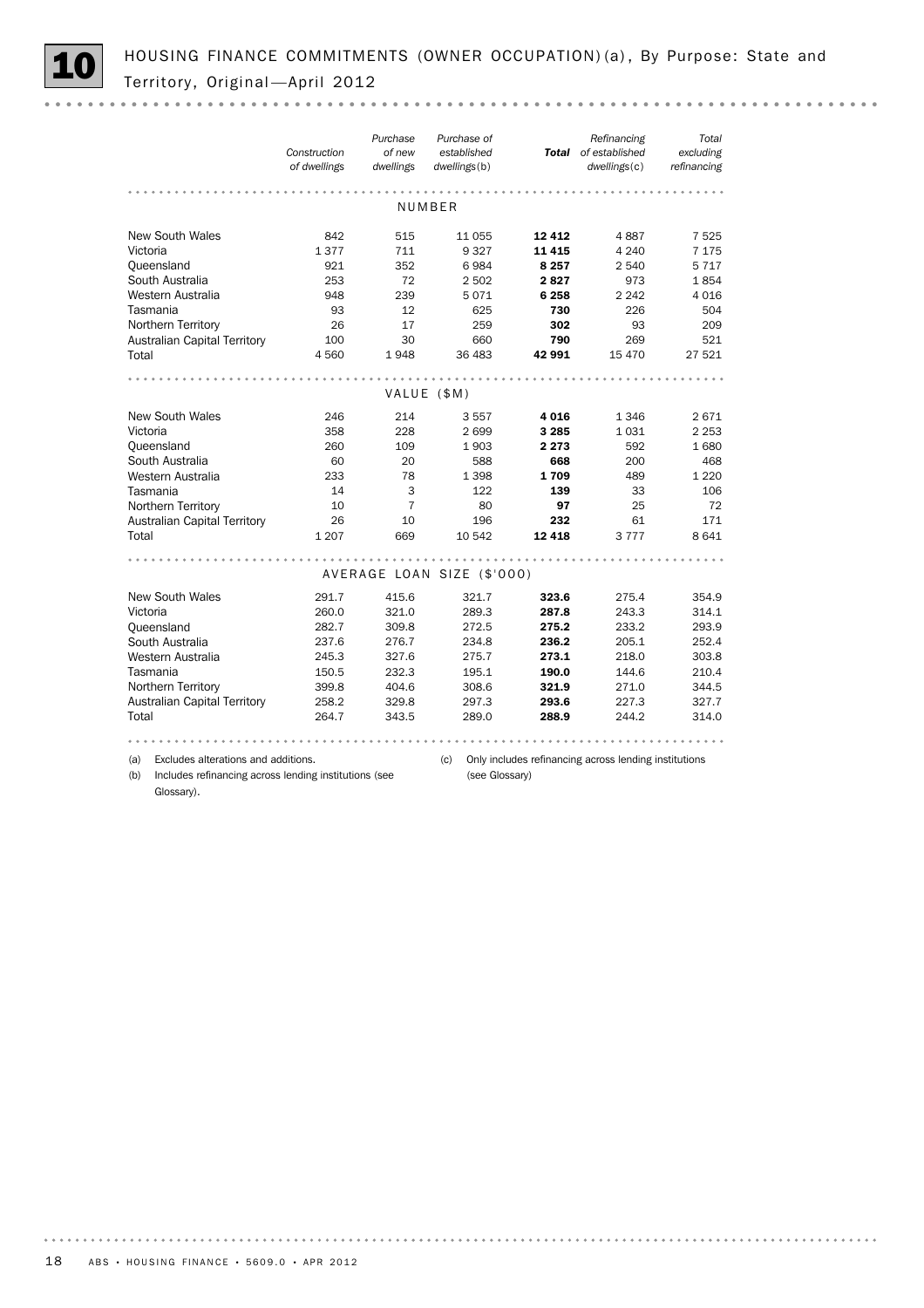# 10 HOUSING FINANCE COMMITMENTS (OWNER OCCUPATION)(a), By Purpose: State and Territory, Original—April 2012

| | *Construction of dwellings* | *Purchase of new dwellings* | *Purchase of established dwellings*(b) | ***Total*** | *Refinancing of established dwellings*(c) | *Total excluding refinancing* |
|---|---|---|---|---|---|---|
| **NUMBER** | | | | | | |
| New South Wales | 842 | 515 | 11 055 | **12 412** | 4 887 | 7 525 |
| Victoria | 1 377 | 711 | 9 327 | **11 415** | 4 240 | 7 175 |
| Queensland | 921 | 352 | 6 984 | **8 257** | 2 540 | 5 717 |
| South Australia | 253 | 72 | 2 502 | **2 827** | 973 | 1 854 |
| Western Australia | 948 | 239 | 5 071 | **6 258** | 2 242 | 4 016 |
| Tasmania | 93 | 12 | 625 | **730** | 226 | 504 |
| Northern Territory | 26 | 17 | 259 | **302** | 93 | 209 |
| Australian Capital Territory | 100 | 30 | 660 | **790** | 269 | 521 |
| Total | 4 560 | 1 948 | 36 483 | **42 991** | 15 470 | 27 521 |
| **VALUE ($M)** | | | | | | |
| New South Wales | 246 | 214 | 3 557 | **4 016** | 1 346 | 2 671 |
| Victoria | 358 | 228 | 2 699 | **3 285** | 1 031 | 2 253 |
| Queensland | 260 | 109 | 1 903 | **2 273** | 592 | 1 680 |
| South Australia | 60 | 20 | 588 | **668** | 200 | 468 |
| Western Australia | 233 | 78 | 1 398 | **1 709** | 489 | 1 220 |
| Tasmania | 14 | 3 | 122 | **139** | 33 | 106 |
| Northern Territory | 10 | 7 | 80 | **97** | 25 | 72 |
| Australian Capital Territory | 26 | 10 | 196 | **232** | 61 | 171 |
| Total | 1 207 | 669 | 10 542 | **12 418** | 3 777 | 8 641 |
| **AVERAGE LOAN SIZE ($'000)** | | | | | | |
| New South Wales | 291.7 | 415.6 | 321.7 | **323.6** | 275.4 | 354.9 |
| Victoria | 260.0 | 321.0 | 289.3 | **287.8** | 243.3 | 314.1 |
| Queensland | 282.7 | 309.8 | 272.5 | **275.2** | 233.2 | 293.9 |
| South Australia | 237.6 | 276.7 | 234.8 | **236.2** | 205.1 | 252.4 |
| Western Australia | 245.3 | 327.6 | 275.7 | **273.1** | 218.0 | 303.8 |
| Tasmania | 150.5 | 232.3 | 195.1 | **190.0** | 144.6 | 210.4 |
| Northern Territory | 399.8 | 404.6 | 308.6 | **321.9** | 271.0 | 344.5 |
| Australian Capital Territory | 258.2 | 329.8 | 297.3 | **293.6** | 227.3 | 327.7 |
| Total | 264.7 | 343.5 | 289.0 | **288.9** | 244.2 | 314.0 |

(a) Excludes alterations and additions.

(b) Includes refinancing across lending institutions (see Glossary).

(c) Only includes refinancing across lending institutions (see Glossary)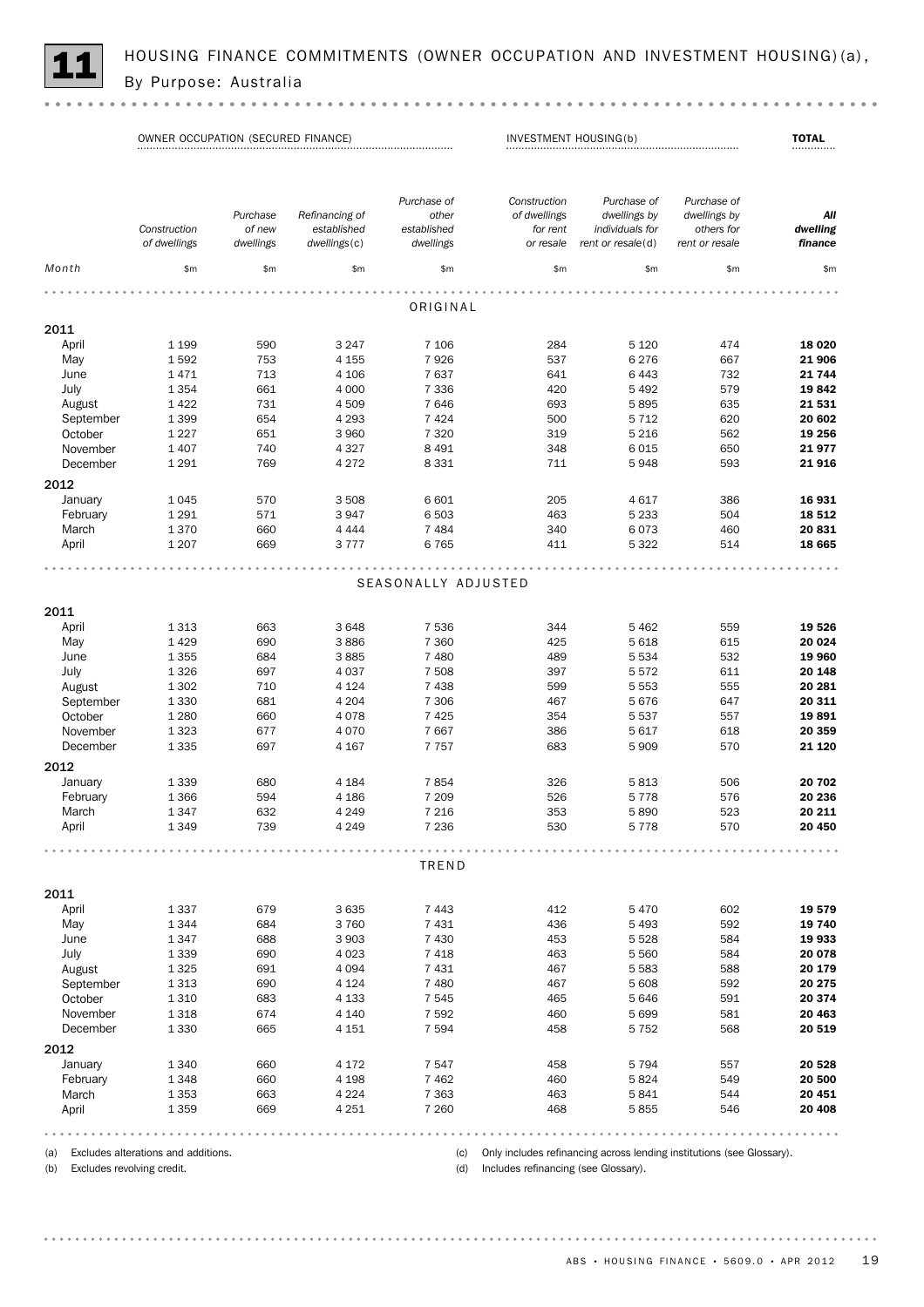# 11 HOUSING FINANCE COMMITMENTS (OWNER OCCUPATION AND INVESTMENT HOUSING)(a), By Purpose: Australia

| | OWNER OCCUPATION (SECURED FINANCE) | | | | INVESTMENT HOUSING(b) | | | TOTAL |
|---|---|---|---|---|---|---|---|---|
| | Construction of dwellings | Purchase of new dwellings | Refinancing of established dwellings(c) | Purchase of other established dwellings | Construction of dwellings for rent or resale | Purchase of dwellings by individuals for rent or resale(d) | Purchase of dwellings by others for rent or resale | ***All dwelling finance*** |
| *Month* | $m | $m | $m | $m | $m | $m | $m | $m |
| | | | | ORIGINAL | | | | |
| **2011** | | | | | | | | |
| April | 1 199 | 590 | 3 247 | 7 106 | 284 | 5 120 | 474 | **18 020** |
| May | 1 592 | 753 | 4 155 | 7 926 | 537 | 6 276 | 667 | **21 906** |
| June | 1 471 | 713 | 4 106 | 7 637 | 641 | 6 443 | 732 | **21 744** |
| July | 1 354 | 661 | 4 000 | 7 336 | 420 | 5 492 | 579 | **19 842** |
| August | 1 422 | 731 | 4 509 | 7 646 | 693 | 5 895 | 635 | **21 531** |
| September | 1 399 | 654 | 4 293 | 7 424 | 500 | 5 712 | 620 | **20 602** |
| October | 1 227 | 651 | 3 960 | 7 320 | 319 | 5 216 | 562 | **19 256** |
| November | 1 407 | 740 | 4 327 | 8 491 | 348 | 6 015 | 650 | **21 977** |
| December | 1 291 | 769 | 4 272 | 8 331 | 711 | 5 948 | 593 | **21 916** |
| **2012** | | | | | | | | |
| January | 1 045 | 570 | 3 508 | 6 601 | 205 | 4 617 | 386 | **16 931** |
| February | 1 291 | 571 | 3 947 | 6 503 | 463 | 5 233 | 504 | **18 512** |
| March | 1 370 | 660 | 4 444 | 7 484 | 340 | 6 073 | 460 | **20 831** |
| April | 1 207 | 669 | 3 777 | 6 765 | 411 | 5 322 | 514 | **18 665** |
| | | | | SEASONALLY ADJUSTED | | | | |
| **2011** | | | | | | | | |
| April | 1 313 | 663 | 3 648 | 7 536 | 344 | 5 462 | 559 | **19 526** |
| May | 1 429 | 690 | 3 886 | 7 360 | 425 | 5 618 | 615 | **20 024** |
| June | 1 355 | 684 | 3 885 | 7 480 | 489 | 5 534 | 532 | **19 960** |
| July | 1 326 | 697 | 4 037 | 7 508 | 397 | 5 572 | 611 | **20 148** |
| August | 1 302 | 710 | 4 124 | 7 438 | 599 | 5 553 | 555 | **20 281** |
| September | 1 330 | 681 | 4 204 | 7 306 | 467 | 5 676 | 647 | **20 311** |
| October | 1 280 | 660 | 4 078 | 7 425 | 354 | 5 537 | 557 | **19 891** |
| November | 1 323 | 677 | 4 070 | 7 667 | 386 | 5 617 | 618 | **20 359** |
| December | 1 335 | 697 | 4 167 | 7 757 | 683 | 5 909 | 570 | **21 120** |
| **2012** | | | | | | | | |
| January | 1 339 | 680 | 4 184 | 7 854 | 326 | 5 813 | 506 | **20 702** |
| February | 1 366 | 594 | 4 186 | 7 209 | 526 | 5 778 | 576 | **20 236** |
| March | 1 347 | 632 | 4 249 | 7 216 | 353 | 5 890 | 523 | **20 211** |
| April | 1 349 | 739 | 4 249 | 7 236 | 530 | 5 778 | 570 | **20 450** |
| | | | | TREND | | | | |
| **2011** | | | | | | | | |
| April | 1 337 | 679 | 3 635 | 7 443 | 412 | 5 470 | 602 | **19 579** |
| May | 1 344 | 684 | 3 760 | 7 431 | 436 | 5 493 | 592 | **19 740** |
| June | 1 347 | 688 | 3 903 | 7 430 | 453 | 5 528 | 584 | **19 933** |
| July | 1 339 | 690 | 4 023 | 7 418 | 463 | 5 560 | 584 | **20 078** |
| August | 1 325 | 691 | 4 094 | 7 431 | 467 | 5 583 | 588 | **20 179** |
| September | 1 313 | 690 | 4 124 | 7 480 | 467 | 5 608 | 592 | **20 275** |
| October | 1 310 | 683 | 4 133 | 7 545 | 465 | 5 646 | 591 | **20 374** |
| November | 1 318 | 674 | 4 140 | 7 592 | 460 | 5 699 | 581 | **20 463** |
| December | 1 330 | 665 | 4 151 | 7 594 | 458 | 5 752 | 568 | **20 519** |
| **2012** | | | | | | | | |
| January | 1 340 | 660 | 4 172 | 7 547 | 458 | 5 794 | 557 | **20 528** |
| February | 1 348 | 660 | 4 198 | 7 462 | 460 | 5 824 | 549 | **20 500** |
| March | 1 353 | 663 | 4 224 | 7 363 | 463 | 5 841 | 544 | **20 451** |
| April | 1 359 | 669 | 4 251 | 7 260 | 468 | 5 855 | 546 | **20 408** |

(a) Excludes alterations and additions.
(b) Excludes revolving credit.
(c) Only includes refinancing across lending institutions (see Glossary).
(d) Includes refinancing (see Glossary).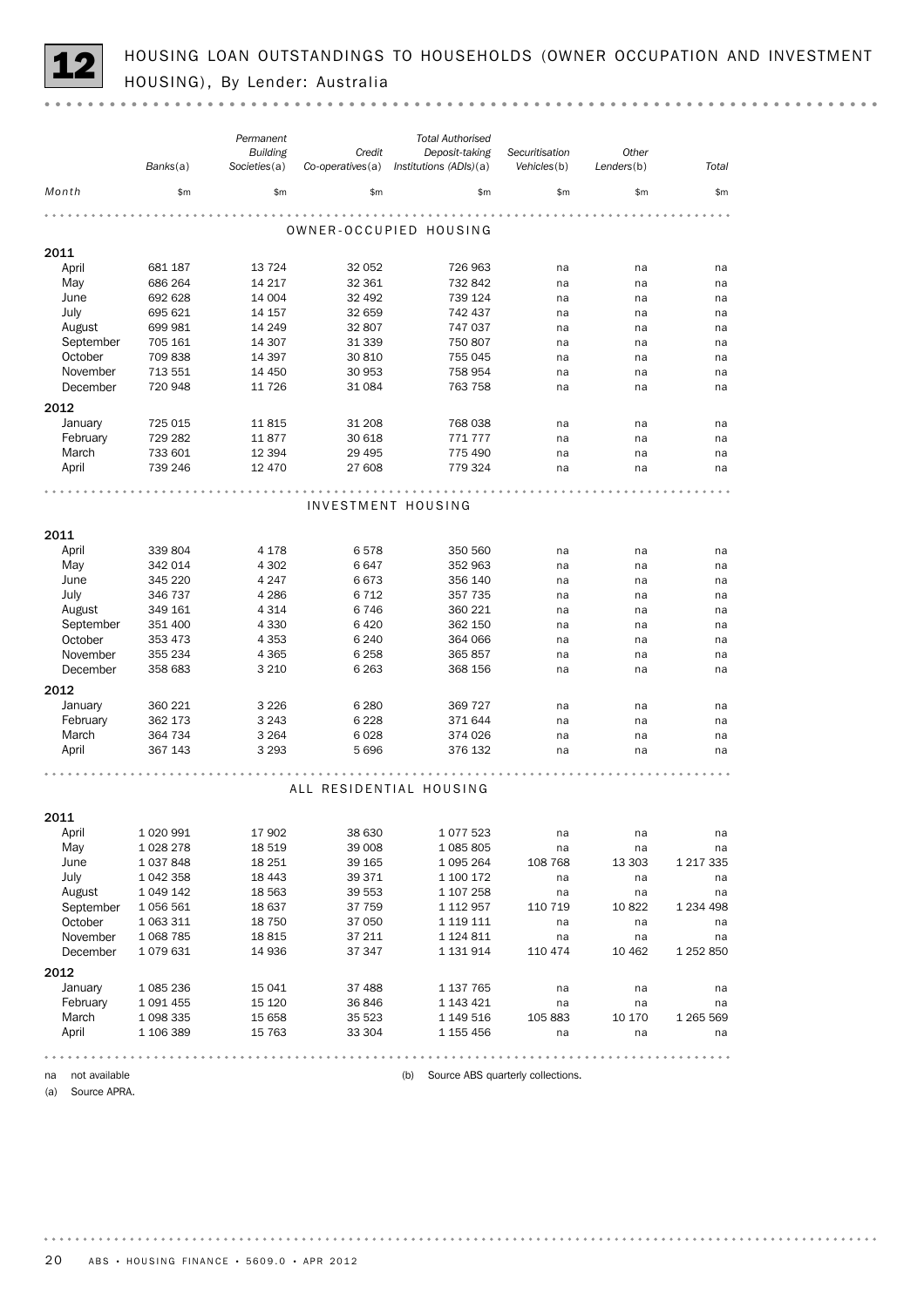# 12 HOUSING LOAN OUTSTANDINGS TO HOUSEHOLDS (OWNER OCCUPATION AND INVESTMENT HOUSING), By Lender: Australia

| Month | Banks(a) | Permanent Building Societies(a) | Credit Co-operatives(a) | Total Authorised Deposit-taking Institutions (ADIs)(a) | Securitisation Vehicles(b) | Other Lenders(b) | Total |
|---|---|---|---|---|---|---|---|
| | $m | $m | $m | $m | $m | $m | $m |
| **OWNER-OCCUPIED HOUSING** | | | | | | | |
| **2011** | | | | | | | |
| April | 681 187 | 13 724 | 32 052 | 726 963 | na | na | na |
| May | 686 264 | 14 217 | 32 361 | 732 842 | na | na | na |
| June | 692 628 | 14 004 | 32 492 | 739 124 | na | na | na |
| July | 695 621 | 14 157 | 32 659 | 742 437 | na | na | na |
| August | 699 981 | 14 249 | 32 807 | 747 037 | na | na | na |
| September | 705 161 | 14 307 | 31 339 | 750 807 | na | na | na |
| October | 709 838 | 14 397 | 30 810 | 755 045 | na | na | na |
| November | 713 551 | 14 450 | 30 953 | 758 954 | na | na | na |
| December | 720 948 | 11 726 | 31 084 | 763 758 | na | na | na |
| **2012** | | | | | | | |
| January | 725 015 | 11 815 | 31 208 | 768 038 | na | na | na |
| February | 729 282 | 11 877 | 30 618 | 771 777 | na | na | na |
| March | 733 601 | 12 394 | 29 495 | 775 490 | na | na | na |
| April | 739 246 | 12 470 | 27 608 | 779 324 | na | na | na |
| **INVESTMENT HOUSING** | | | | | | | |
| **2011** | | | | | | | |
| April | 339 804 | 4 178 | 6 578 | 350 560 | na | na | na |
| May | 342 014 | 4 302 | 6 647 | 352 963 | na | na | na |
| June | 345 220 | 4 247 | 6 673 | 356 140 | na | na | na |
| July | 346 737 | 4 286 | 6 712 | 357 735 | na | na | na |
| August | 349 161 | 4 314 | 6 746 | 360 221 | na | na | na |
| September | 351 400 | 4 330 | 6 420 | 362 150 | na | na | na |
| October | 353 473 | 4 353 | 6 240 | 364 066 | na | na | na |
| November | 355 234 | 4 365 | 6 258 | 365 857 | na | na | na |
| December | 358 683 | 3 210 | 6 263 | 368 156 | na | na | na |
| **2012** | | | | | | | |
| January | 360 221 | 3 226 | 6 280 | 369 727 | na | na | na |
| February | 362 173 | 3 243 | 6 228 | 371 644 | na | na | na |
| March | 364 734 | 3 264 | 6 028 | 374 026 | na | na | na |
| April | 367 143 | 3 293 | 5 696 | 376 132 | na | na | na |
| **ALL RESIDENTIAL HOUSING** | | | | | | | |
| **2011** | | | | | | | |
| April | 1 020 991 | 17 902 | 38 630 | 1 077 523 | na | na | na |
| May | 1 028 278 | 18 519 | 39 008 | 1 085 805 | na | na | na |
| June | 1 037 848 | 18 251 | 39 165 | 1 095 264 | 108 768 | 13 303 | 1 217 335 |
| July | 1 042 358 | 18 443 | 39 371 | 1 100 172 | na | na | na |
| August | 1 049 142 | 18 563 | 39 553 | 1 107 258 | na | na | na |
| September | 1 056 561 | 18 637 | 37 759 | 1 112 957 | 110 719 | 10 822 | 1 234 498 |
| October | 1 063 311 | 18 750 | 37 050 | 1 119 111 | na | na | na |
| November | 1 068 785 | 18 815 | 37 211 | 1 124 811 | na | na | na |
| December | 1 079 631 | 14 936 | 37 347 | 1 131 914 | 110 474 | 10 462 | 1 252 850 |
| **2012** | | | | | | | |
| January | 1 085 236 | 15 041 | 37 488 | 1 137 765 | na | na | na |
| February | 1 091 455 | 15 120 | 36 846 | 1 143 421 | na | na | na |
| March | 1 098 335 | 15 658 | 35 523 | 1 149 516 | 105 883 | 10 170 | 1 265 569 |
| April | 1 106 389 | 15 763 | 33 304 | 1 155 456 | na | na | na |

na not available

(a) Source APRA.

(b) Source ABS quarterly collections.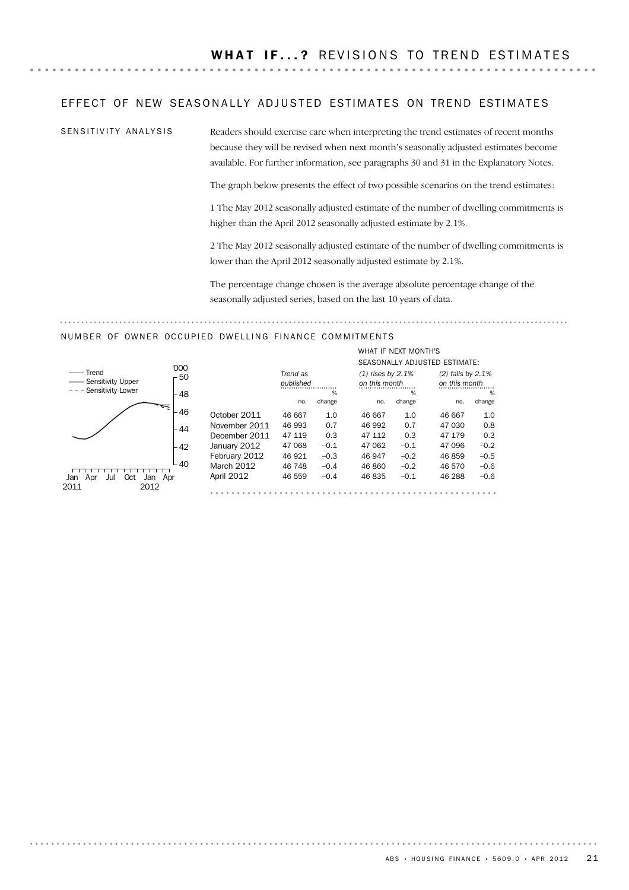## WHAT IF...? REVISIONS TO TREND ESTIMATES

### EFFECT OF NEW SEASONALLY ADJUSTED ESTIMATES ON TREND ESTIMATES

SENSITIVITY ANALYSIS

Readers should exercise care when interpreting the trend estimates of recent months because they will be revised when next month's seasonally adjusted estimates become available. For further information, see paragraphs 30 and 31 in the Explanatory Notes.

The graph below presents the effect of two possible scenarios on the trend estimates:

1 The May 2012 seasonally adjusted estimate of the number of dwelling commitments is higher than the April 2012 seasonally adjusted estimate by 2.1%.

2 The May 2012 seasonally adjusted estimate of the number of dwelling commitments is lower than the April 2012 seasonally adjusted estimate by 2.1%.

The percentage change chosen is the average absolute percentage change of the seasonally adjusted series, based on the last 10 years of data.

### NUMBER OF OWNER OCCUPIED DWELLING FINANCE COMMITMENTS

| | Trend as published | | WHAT IF NEXT MONTH'S SEASONALLY ADJUSTED ESTIMATE: (1) rises by 2.1% on this month | | (2) falls by 2.1% on this month | |
|---|---|---|---|---|---|---|
| | no. | % change | no. | % change | no. | % change |
| October 2011 | 46 667 | 1.0 | 46 667 | 1.0 | 46 667 | 1.0 |
| November 2011 | 46 993 | 0.7 | 46 992 | 0.7 | 47 030 | 0.8 |
| December 2011 | 47 119 | 0.3 | 47 112 | 0.3 | 47 179 | 0.3 |
| January 2012 | 47 068 | –0.1 | 47 062 | –0.1 | 47 096 | –0.2 |
| February 2012 | 46 921 | –0.3 | 46 947 | –0.2 | 46 859 | –0.5 |
| March 2012 | 46 748 | –0.4 | 46 860 | –0.2 | 46 570 | –0.6 |
| April 2012 | 46 559 | –0.4 | 46 835 | –0.1 | 46 288 | –0.6 |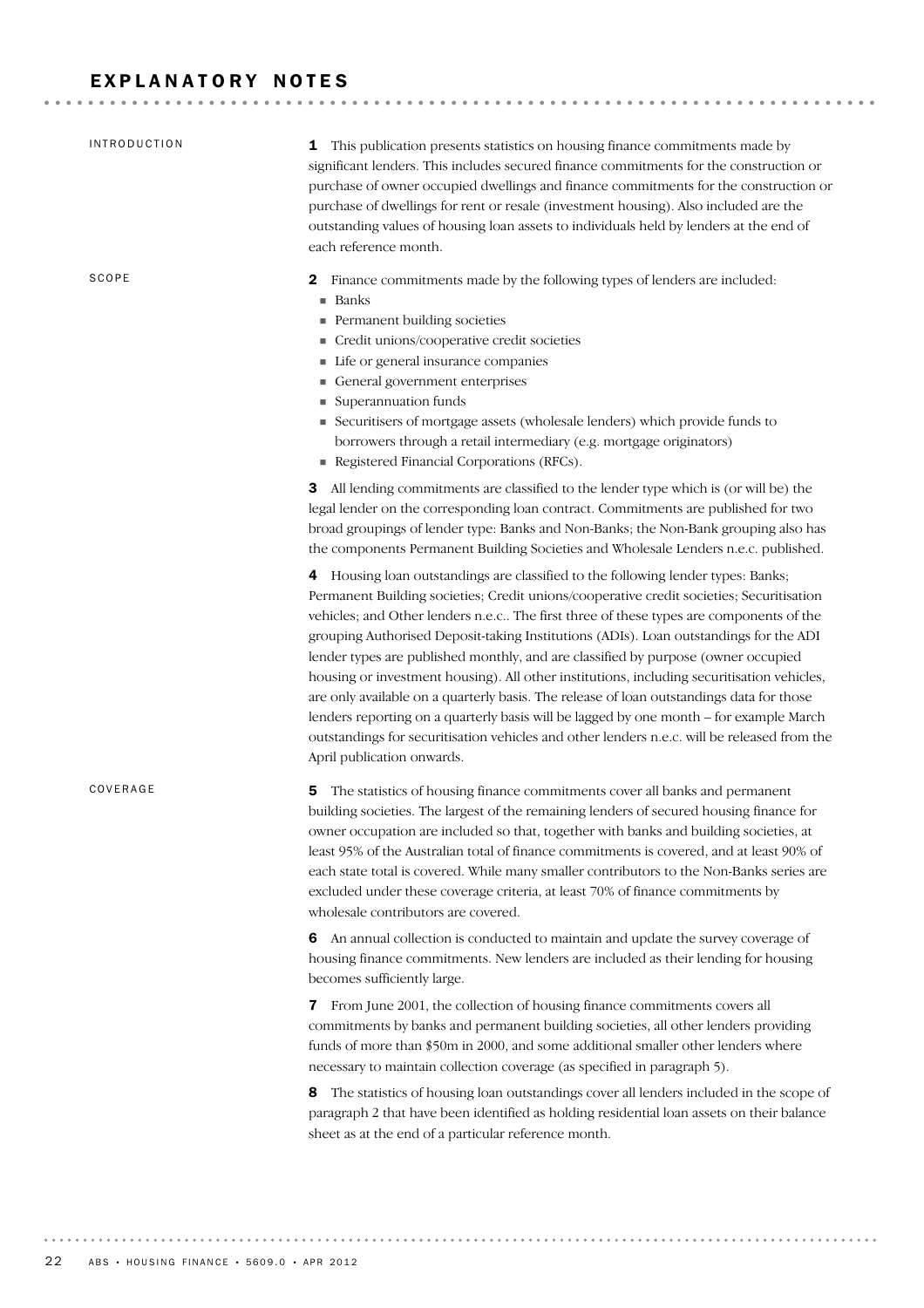# EXPLANATORY NOTES

## INTRODUCTION

**1** This publication presents statistics on housing finance commitments made by significant lenders. This includes secured finance commitments for the construction or purchase of owner occupied dwellings and finance commitments for the construction or purchase of dwellings for rent or resale (investment housing). Also included are the outstanding values of housing loan assets to individuals held by lenders at the end of each reference month.

## SCOPE

**2** Finance commitments made by the following types of lenders are included:

- Banks
- Permanent building societies
- Credit unions/cooperative credit societies
- Life or general insurance companies
- General government enterprises
- Superannuation funds
- Securitisers of mortgage assets (wholesale lenders) which provide funds to borrowers through a retail intermediary (e.g. mortgage originators)
- Registered Financial Corporations (RFCs).

**3** All lending commitments are classified to the lender type which is (or will be) the legal lender on the corresponding loan contract. Commitments are published for two broad groupings of lender type: Banks and Non-Banks; the Non-Bank grouping also has the components Permanent Building Societies and Wholesale Lenders n.e.c. published.

**4** Housing loan outstandings are classified to the following lender types: Banks; Permanent Building societies; Credit unions/cooperative credit societies; Securitisation vehicles; and Other lenders n.e.c.. The first three of these types are components of the grouping Authorised Deposit-taking Institutions (ADIs). Loan outstandings for the ADI lender types are published monthly, and are classified by purpose (owner occupied housing or investment housing). All other institutions, including securitisation vehicles, are only available on a quarterly basis. The release of loan outstandings data for those lenders reporting on a quarterly basis will be lagged by one month – for example March outstandings for securitisation vehicles and other lenders n.e.c. will be released from the April publication onwards.

## COVERAGE

**5** The statistics of housing finance commitments cover all banks and permanent building societies. The largest of the remaining lenders of secured housing finance for owner occupation are included so that, together with banks and building societies, at least 95% of the Australian total of finance commitments is covered, and at least 90% of each state total is covered. While many smaller contributors to the Non-Banks series are excluded under these coverage criteria, at least 70% of finance commitments by wholesale contributors are covered.

**6** An annual collection is conducted to maintain and update the survey coverage of housing finance commitments. New lenders are included as their lending for housing becomes sufficiently large.

**7** From June 2001, the collection of housing finance commitments covers all commitments by banks and permanent building societies, all other lenders providing funds of more than $50m in 2000, and some additional smaller other lenders where necessary to maintain collection coverage (as specified in paragraph 5).

**8** The statistics of housing loan outstandings cover all lenders included in the scope of paragraph 2 that have been identified as holding residential loan assets on their balance sheet as at the end of a particular reference month.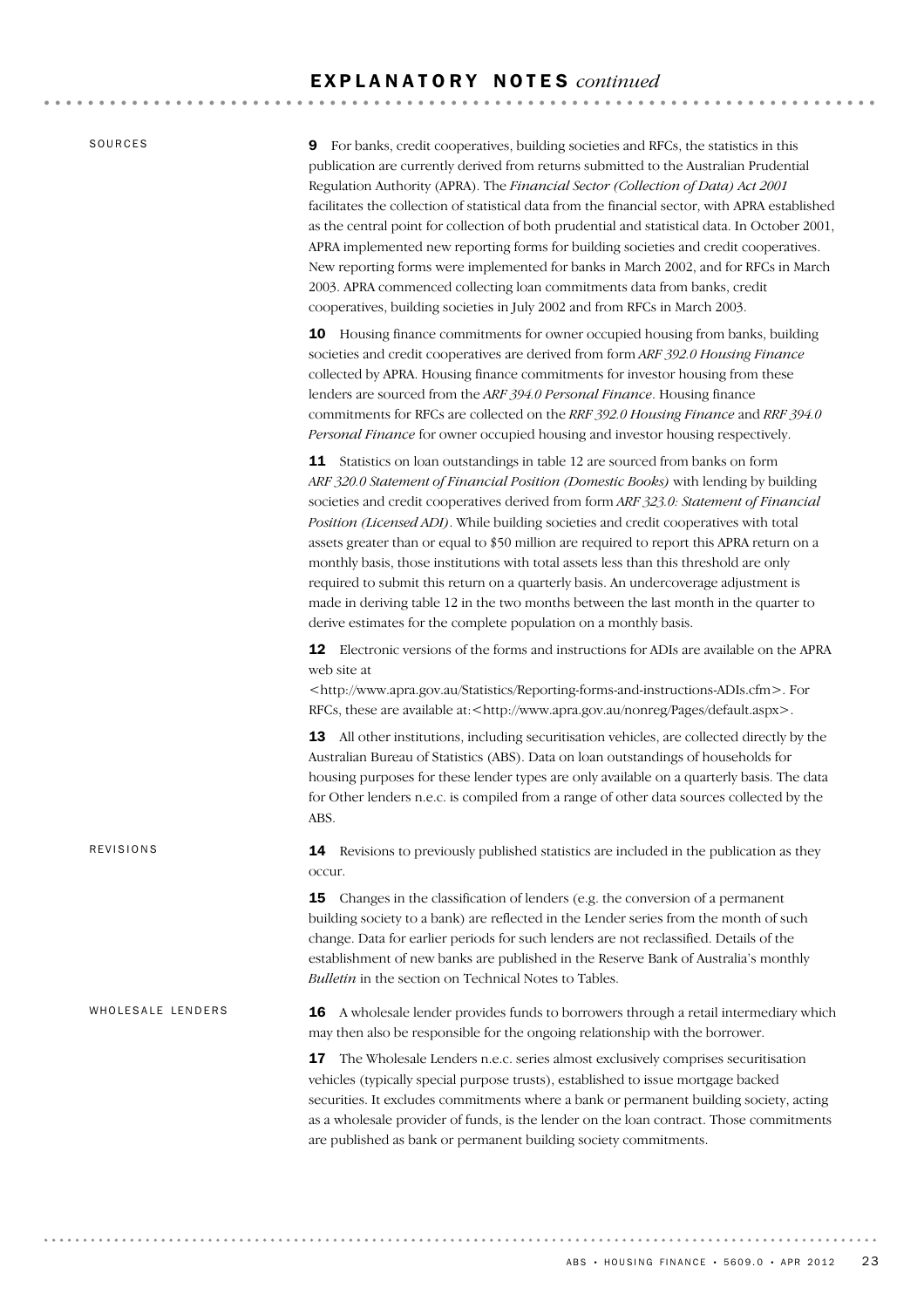## EXPLANATORY NOTES *continued*

### SOURCES

**9** For banks, credit cooperatives, building societies and RFCs, the statistics in this publication are currently derived from returns submitted to the Australian Prudential Regulation Authority (APRA). The *Financial Sector (Collection of Data) Act 2001* facilitates the collection of statistical data from the financial sector, with APRA established as the central point for collection of both prudential and statistical data. In October 2001, APRA implemented new reporting forms for building societies and credit cooperatives. New reporting forms were implemented for banks in March 2002, and for RFCs in March 2003. APRA commenced collecting loan commitments data from banks, credit cooperatives, building societies in July 2002 and from RFCs in March 2003.

**10** Housing finance commitments for owner occupied housing from banks, building societies and credit cooperatives are derived from form *ARF 392.0 Housing Finance* collected by APRA. Housing finance commitments for investor housing from these lenders are sourced from the *ARF 394.0 Personal Finance*. Housing finance commitments for RFCs are collected on the *RRF 392.0 Housing Finance* and *RRF 394.0 Personal Finance* for owner occupied housing and investor housing respectively.

**11** Statistics on loan outstandings in table 12 are sourced from banks on form *ARF 320.0 Statement of Financial Position (Domestic Books)* with lending by building societies and credit cooperatives derived from form *ARF 323.0: Statement of Financial Position (Licensed ADI)*. While building societies and credit cooperatives with total assets greater than or equal to $50 million are required to report this APRA return on a monthly basis, those institutions with total assets less than this threshold are only required to submit this return on a quarterly basis. An undercoverage adjustment is made in deriving table 12 in the two months between the last month in the quarter to derive estimates for the complete population on a monthly basis.

**12** Electronic versions of the forms and instructions for ADIs are available on the APRA web site at <http://www.apra.gov.au/Statistics/Reporting-forms-and-instructions-ADIs.cfm>. For RFCs, these are available at:<http://www.apra.gov.au/nonreg/Pages/default.aspx>.

**13** All other institutions, including securitisation vehicles, are collected directly by the Australian Bureau of Statistics (ABS). Data on loan outstandings of households for housing purposes for these lender types are only available on a quarterly basis. The data for Other lenders n.e.c. is compiled from a range of other data sources collected by the ABS.

### REVISIONS

**14** Revisions to previously published statistics are included in the publication as they occur.

**15** Changes in the classification of lenders (e.g. the conversion of a permanent building society to a bank) are reflected in the Lender series from the month of such change. Data for earlier periods for such lenders are not reclassified. Details of the establishment of new banks are published in the Reserve Bank of Australia's monthly *Bulletin* in the section on Technical Notes to Tables.

### WHOLESALE LENDERS

**16** A wholesale lender provides funds to borrowers through a retail intermediary which may then also be responsible for the ongoing relationship with the borrower.

**17** The Wholesale Lenders n.e.c. series almost exclusively comprises securitisation vehicles (typically special purpose trusts), established to issue mortgage backed securities. It excludes commitments where a bank or permanent building society, acting as a wholesale provider of funds, is the lender on the loan contract. Those commitments are published as bank or permanent building society commitments.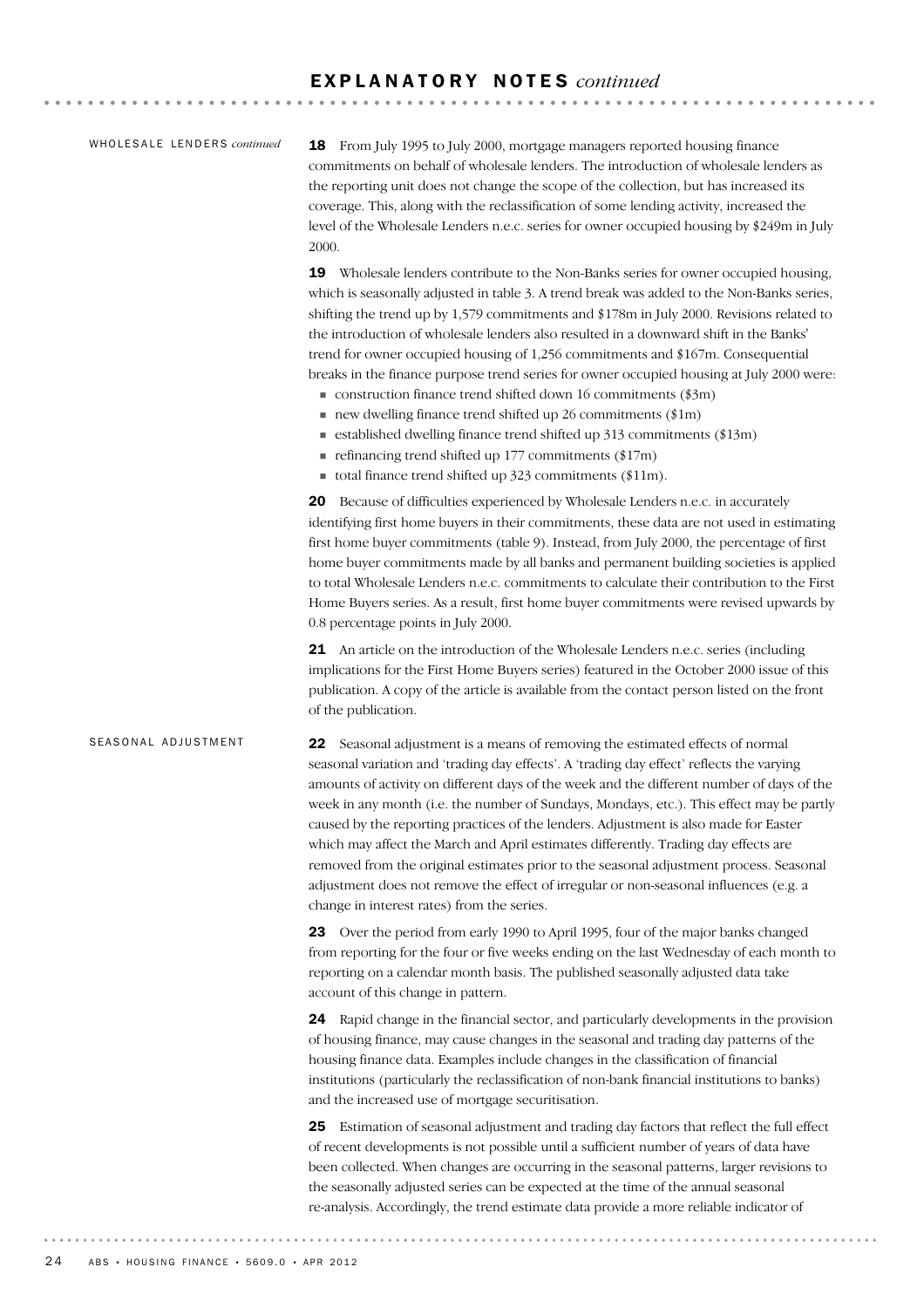## WHOLESALE LENDERS *continued*

**18** From July 1995 to July 2000, mortgage managers reported housing finance commitments on behalf of wholesale lenders. The introduction of wholesale lenders as the reporting unit does not change the scope of the collection, but has increased its coverage. This, along with the reclassification of some lending activity, increased the level of the Wholesale Lenders n.e.c. series for owner occupied housing by $249m in July 2000.

**19** Wholesale lenders contribute to the Non-Banks series for owner occupied housing, which is seasonally adjusted in table 3. A trend break was added to the Non-Banks series, shifting the trend up by 1,579 commitments and $178m in July 2000. Revisions related to the introduction of wholesale lenders also resulted in a downward shift in the Banks' trend for owner occupied housing of 1,256 commitments and $167m. Consequential breaks in the finance purpose trend series for owner occupied housing at July 2000 were:

- construction finance trend shifted down 16 commitments ($3m)
- new dwelling finance trend shifted up 26 commitments ($1m)
- established dwelling finance trend shifted up 313 commitments ($13m)
- refinancing trend shifted up 177 commitments ($17m)
- total finance trend shifted up 323 commitments ($11m).

**20** Because of difficulties experienced by Wholesale Lenders n.e.c. in accurately identifying first home buyers in their commitments, these data are not used in estimating first home buyer commitments (table 9). Instead, from July 2000, the percentage of first home buyer commitments made by all banks and permanent building societies is applied to total Wholesale Lenders n.e.c. commitments to calculate their contribution to the First Home Buyers series. As a result, first home buyer commitments were revised upwards by 0.8 percentage points in July 2000.

**21** An article on the introduction of the Wholesale Lenders n.e.c. series (including implications for the First Home Buyers series) featured in the October 2000 issue of this publication. A copy of the article is available from the contact person listed on the front of the publication.

## SEASONAL ADJUSTMENT

**22** Seasonal adjustment is a means of removing the estimated effects of normal seasonal variation and 'trading day effects'. A 'trading day effect' reflects the varying amounts of activity on different days of the week and the different number of days of the week in any month (i.e. the number of Sundays, Mondays, etc.). This effect may be partly caused by the reporting practices of the lenders. Adjustment is also made for Easter which may affect the March and April estimates differently. Trading day effects are removed from the original estimates prior to the seasonal adjustment process. Seasonal adjustment does not remove the effect of irregular or non-seasonal influences (e.g. a change in interest rates) from the series.

**23** Over the period from early 1990 to April 1995, four of the major banks changed from reporting for the four or five weeks ending on the last Wednesday of each month to reporting on a calendar month basis. The published seasonally adjusted data take account of this change in pattern.

**24** Rapid change in the financial sector, and particularly developments in the provision of housing finance, may cause changes in the seasonal and trading day patterns of the housing finance data. Examples include changes in the classification of financial institutions (particularly the reclassification of non-bank financial institutions to banks) and the increased use of mortgage securitisation.

**25** Estimation of seasonal adjustment and trading day factors that reflect the full effect of recent developments is not possible until a sufficient number of years of data have been collected. When changes are occurring in the seasonal patterns, larger revisions to the seasonally adjusted series can be expected at the time of the annual seasonal re-analysis. Accordingly, the trend estimate data provide a more reliable indicator of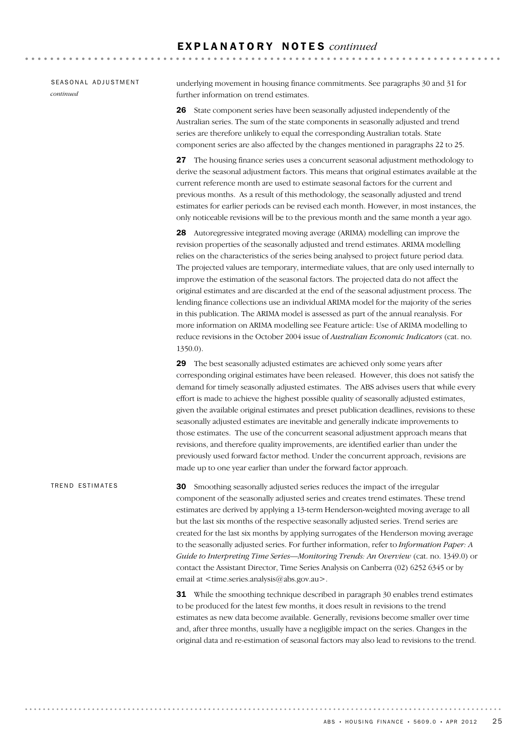## SEASONAL ADJUSTMENT *continued*

underlying movement in housing finance commitments. See paragraphs 30 and 31 for further information on trend estimates.

**26** State component series have been seasonally adjusted independently of the Australian series. The sum of the state components in seasonally adjusted and trend series are therefore unlikely to equal the corresponding Australian totals. State component series are also affected by the changes mentioned in paragraphs 22 to 25.

**27** The housing finance series uses a concurrent seasonal adjustment methodology to derive the seasonal adjustment factors. This means that original estimates available at the current reference month are used to estimate seasonal factors for the current and previous months. As a result of this methodology, the seasonally adjusted and trend estimates for earlier periods can be revised each month. However, in most instances, the only noticeable revisions will be to the previous month and the same month a year ago.

**28** Autoregressive integrated moving average (ARIMA) modelling can improve the revision properties of the seasonally adjusted and trend estimates. ARIMA modelling relies on the characteristics of the series being analysed to project future period data. The projected values are temporary, intermediate values, that are only used internally to improve the estimation of the seasonal factors. The projected data do not affect the original estimates and are discarded at the end of the seasonal adjustment process. The lending finance collections use an individual ARIMA model for the majority of the series in this publication. The ARIMA model is assessed as part of the annual reanalysis. For more information on ARIMA modelling see Feature article: Use of ARIMA modelling to reduce revisions in the October 2004 issue of *Australian Economic Indicators* (cat. no. 1350.0).

**29** The best seasonally adjusted estimates are achieved only some years after corresponding original estimates have been released. However, this does not satisfy the demand for timely seasonally adjusted estimates. The ABS advises users that while every effort is made to achieve the highest possible quality of seasonally adjusted estimates, given the available original estimates and preset publication deadlines, revisions to these seasonally adjusted estimates are inevitable and generally indicate improvements to those estimates. The use of the concurrent seasonal adjustment approach means that revisions, and therefore quality improvements, are identified earlier than under the previously used forward factor method. Under the concurrent approach, revisions are made up to one year earlier than under the forward factor approach.

## TREND ESTIMATES

**30** Smoothing seasonally adjusted series reduces the impact of the irregular component of the seasonally adjusted series and creates trend estimates. These trend estimates are derived by applying a 13-term Henderson-weighted moving average to all but the last six months of the respective seasonally adjusted series. Trend series are created for the last six months by applying surrogates of the Henderson moving average to the seasonally adjusted series. For further information, refer to *Information Paper: A Guide to Interpreting Time Series—Monitoring Trends: An Overview* (cat. no. 1349.0) or contact the Assistant Director, Time Series Analysis on Canberra (02) 6252 6345 or by email at <time.series.analysis@abs.gov.au>.

**31** While the smoothing technique described in paragraph 30 enables trend estimates to be produced for the latest few months, it does result in revisions to the trend estimates as new data become available. Generally, revisions become smaller over time and, after three months, usually have a negligible impact on the series. Changes in the original data and re-estimation of seasonal factors may also lead to revisions to the trend.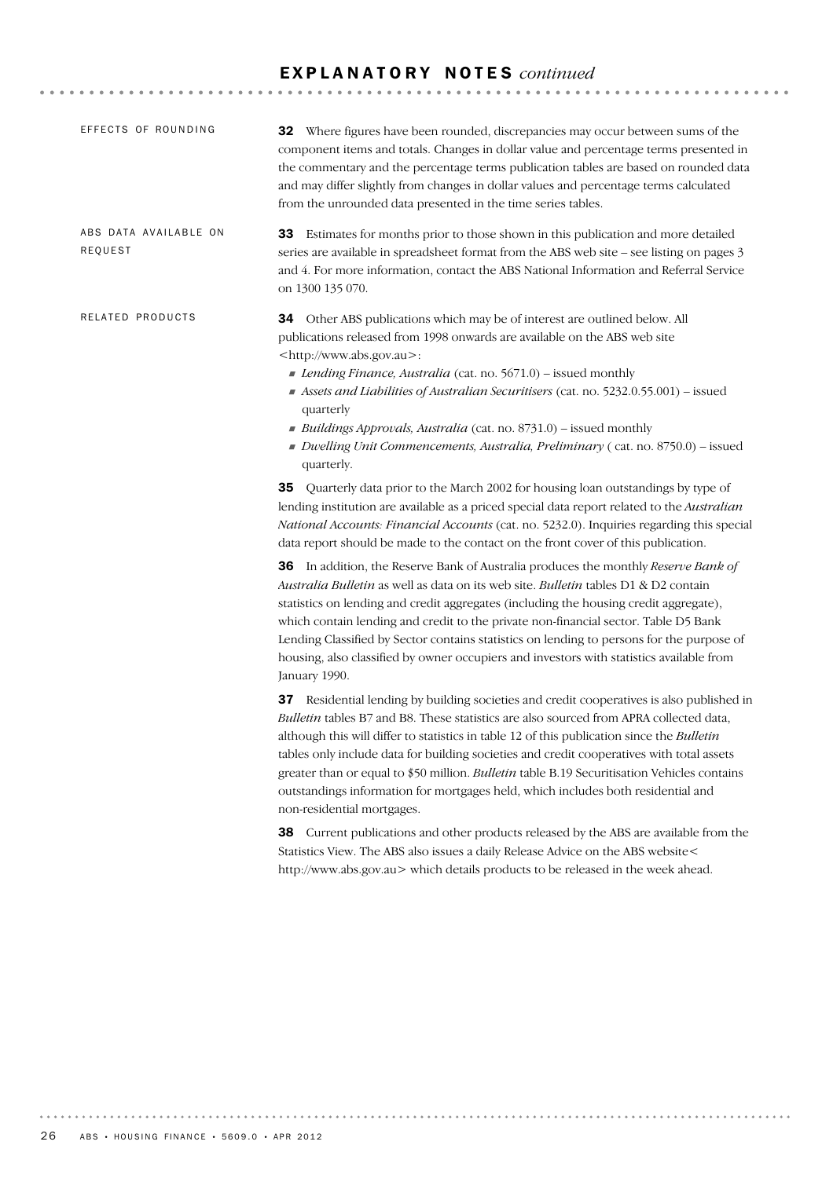## EXPLANATORY NOTES *continued*

### EFFECTS OF ROUNDING

**32** Where figures have been rounded, discrepancies may occur between sums of the component items and totals. Changes in dollar value and percentage terms presented in the commentary and the percentage terms publication tables are based on rounded data and may differ slightly from changes in dollar values and percentage terms calculated from the unrounded data presented in the time series tables.

### ABS DATA AVAILABLE ON REQUEST

**33** Estimates for months prior to those shown in this publication and more detailed series are available in spreadsheet format from the ABS web site – see listing on pages 3 and 4. For more information, contact the ABS National Information and Referral Service on 1300 135 070.

### RELATED PRODUCTS

**34** Other ABS publications which may be of interest are outlined below. All publications released from 1998 onwards are available on the ABS web site <http://www.abs.gov.au>:

- *Lending Finance, Australia* (cat. no. 5671.0) – issued monthly
- *Assets and Liabilities of Australian Securitisers* (cat. no. 5232.0.55.001) – issued quarterly
- *Buildings Approvals, Australia* (cat. no. 8731.0) – issued monthly
- *Dwelling Unit Commencements, Australia, Preliminary* ( cat. no. 8750.0) – issued quarterly.

**35** Quarterly data prior to the March 2002 for housing loan outstandings by type of lending institution are available as a priced special data report related to the *Australian National Accounts: Financial Accounts* (cat. no. 5232.0). Inquiries regarding this special data report should be made to the contact on the front cover of this publication.

**36** In addition, the Reserve Bank of Australia produces the monthly *Reserve Bank of Australia Bulletin* as well as data on its web site. *Bulletin* tables D1 & D2 contain statistics on lending and credit aggregates (including the housing credit aggregate), which contain lending and credit to the private non-financial sector. Table D5 Bank Lending Classified by Sector contains statistics on lending to persons for the purpose of housing, also classified by owner occupiers and investors with statistics available from January 1990.

**37** Residential lending by building societies and credit cooperatives is also published in *Bulletin* tables B7 and B8. These statistics are also sourced from APRA collected data, although this will differ to statistics in table 12 of this publication since the *Bulletin* tables only include data for building societies and credit cooperatives with total assets greater than or equal to $50 million. *Bulletin* table B.19 Securitisation Vehicles contains outstandings information for mortgages held, which includes both residential and non-residential mortgages.

**38** Current publications and other products released by the ABS are available from the Statistics View. The ABS also issues a daily Release Advice on the ABS website< http://www.abs.gov.au> which details products to be released in the week ahead.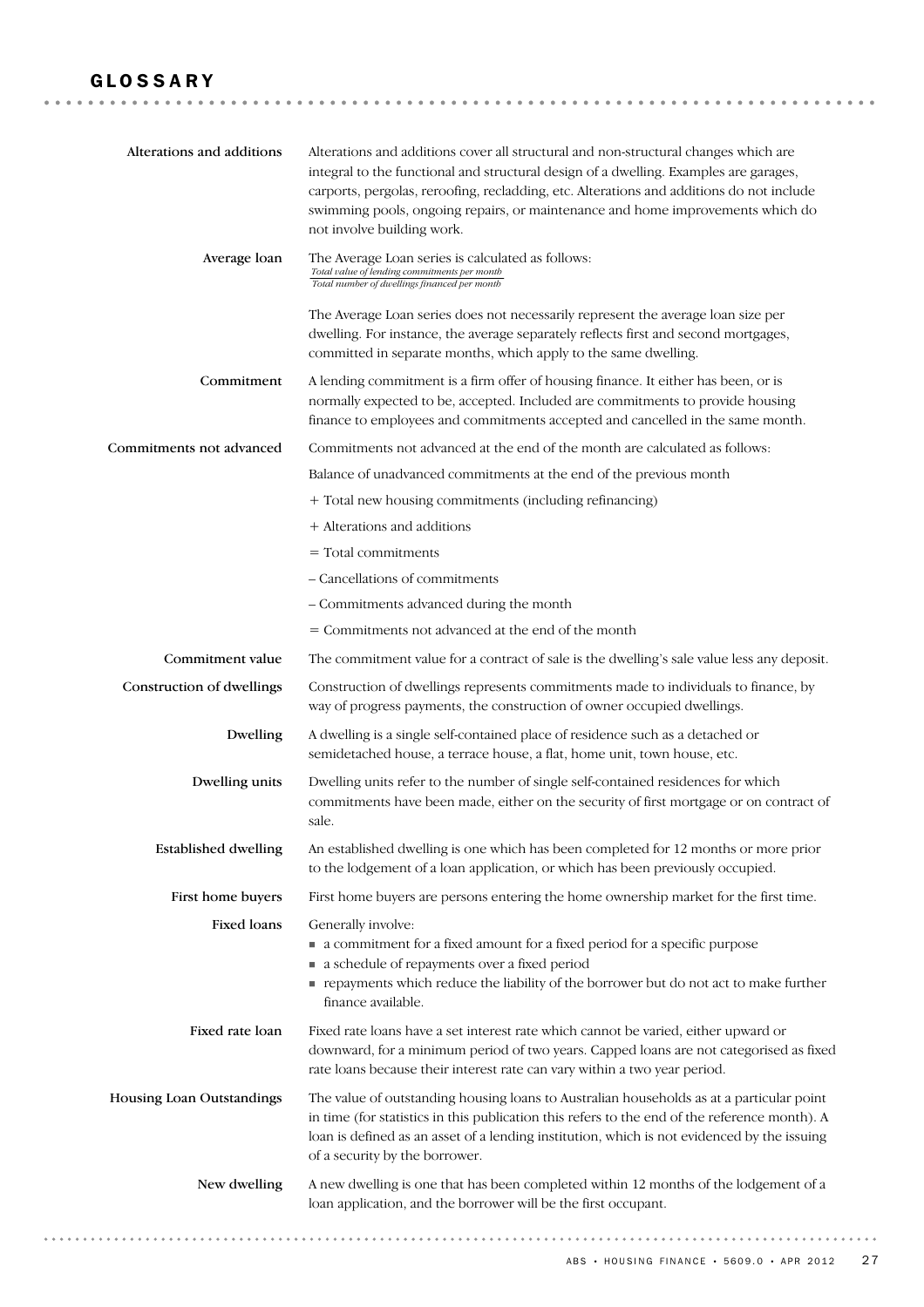# GLOSSARY

**Alterations and additions**

Alterations and additions cover all structural and non-structural changes which are integral to the functional and structural design of a dwelling. Examples are garages, carports, pergolas, reroofing, recladding, etc. Alterations and additions do not include swimming pools, ongoing repairs, or maintenance and home improvements which do not involve building work.

**Average loan**

The Average Loan series is calculated as follows:

$$\frac{\text{Total value of lending commitments per month}}{\text{Total number of dwellings financed per month}}$$

The Average Loan series does not necessarily represent the average loan size per dwelling. For instance, the average separately reflects first and second mortgages, committed in separate months, which apply to the same dwelling.

**Commitment**

A lending commitment is a firm offer of housing finance. It either has been, or is normally expected to be, accepted. Included are commitments to provide housing finance to employees and commitments accepted and cancelled in the same month.

**Commitments not advanced**

Commitments not advanced at the end of the month are calculated as follows:

Balance of unadvanced commitments at the end of the previous month

+ Total new housing commitments (including refinancing)

+ Alterations and additions

= Total commitments

– Cancellations of commitments

– Commitments advanced during the month

= Commitments not advanced at the end of the month

**Commitment value**

The commitment value for a contract of sale is the dwelling's sale value less any deposit.

**Construction of dwellings**

Construction of dwellings represents commitments made to individuals to finance, by way of progress payments, the construction of owner occupied dwellings.

**Dwelling**

A dwelling is a single self-contained place of residence such as a detached or semidetached house, a terrace house, a flat, home unit, town house, etc.

**Dwelling units**

Dwelling units refer to the number of single self-contained residences for which commitments have been made, either on the security of first mortgage or on contract of sale.

**Established dwelling**

An established dwelling is one which has been completed for 12 months or more prior to the lodgement of a loan application, or which has been previously occupied.

**First home buyers**

First home buyers are persons entering the home ownership market for the first time.

**Fixed loans**

Generally involve:

- a commitment for a fixed amount for a fixed period for a specific purpose
- a schedule of repayments over a fixed period
- repayments which reduce the liability of the borrower but do not act to make further finance available.

**Fixed rate loan**

Fixed rate loans have a set interest rate which cannot be varied, either upward or downward, for a minimum period of two years. Capped loans are not categorised as fixed rate loans because their interest rate can vary within a two year period.

**Housing Loan Outstandings**

The value of outstanding housing loans to Australian households as at a particular point in time (for statistics in this publication this refers to the end of the reference month). A loan is defined as an asset of a lending institution, which is not evidenced by the issuing of a security by the borrower.

**New dwelling**

A new dwelling is one that has been completed within 12 months of the lodgement of a loan application, and the borrower will be the first occupant.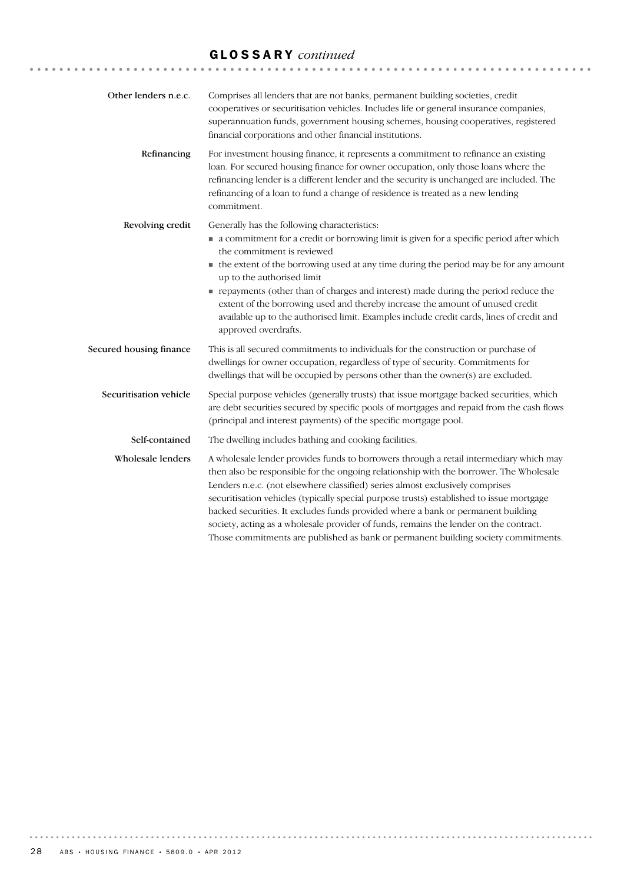## GLOSSARY *continued*

**Other lenders n.e.c.**

Comprises all lenders that are not banks, permanent building societies, credit cooperatives or securitisation vehicles. Includes life or general insurance companies, superannuation funds, government housing schemes, housing cooperatives, registered financial corporations and other financial institutions.

**Refinancing**

For investment housing finance, it represents a commitment to refinance an existing loan. For secured housing finance for owner occupation, only those loans where the refinancing lender is a different lender and the security is unchanged are included. The refinancing of a loan to fund a change of residence is treated as a new lending commitment.

**Revolving credit**

Generally has the following characteristics:

- a commitment for a credit or borrowing limit is given for a specific period after which the commitment is reviewed
- the extent of the borrowing used at any time during the period may be for any amount up to the authorised limit
- repayments (other than of charges and interest) made during the period reduce the extent of the borrowing used and thereby increase the amount of unused credit available up to the authorised limit. Examples include credit cards, lines of credit and approved overdrafts.

**Secured housing finance**

This is all secured commitments to individuals for the construction or purchase of dwellings for owner occupation, regardless of type of security. Commitments for dwellings that will be occupied by persons other than the owner(s) are excluded.

**Securitisation vehicle**

Special purpose vehicles (generally trusts) that issue mortgage backed securities, which are debt securities secured by specific pools of mortgages and repaid from the cash flows (principal and interest payments) of the specific mortgage pool.

**Self-contained**

The dwelling includes bathing and cooking facilities.

**Wholesale lenders**

A wholesale lender provides funds to borrowers through a retail intermediary which may then also be responsible for the ongoing relationship with the borrower. The Wholesale Lenders n.e.c. (not elsewhere classified) series almost exclusively comprises securitisation vehicles (typically special purpose trusts) established to issue mortgage backed securities. It excludes funds provided where a bank or permanent building society, acting as a wholesale provider of funds, remains the lender on the contract. Those commitments are published as bank or permanent building society commitments.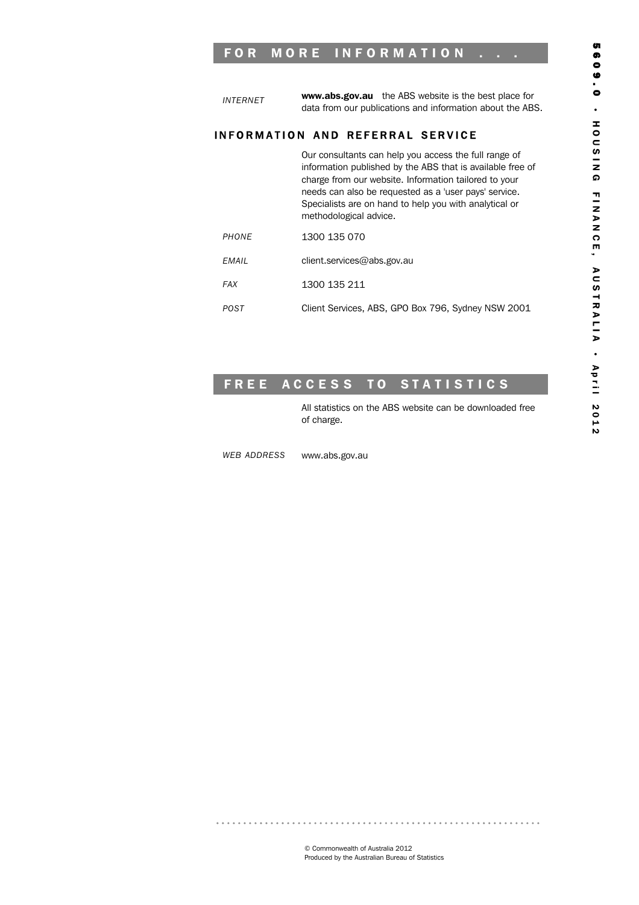## FOR MORE INFORMATION . . .

*INTERNET* **www.abs.gov.au** the ABS website is the best place for data from our publications and information about the ABS.

### INFORMATION AND REFERRAL SERVICE

Our consultants can help you access the full range of information published by the ABS that is available free of charge from our website. Information tailored to your needs can also be requested as a 'user pays' service. Specialists are on hand to help you with analytical or methodological advice.

*PHONE* 1300 135 070

*EMAIL* client.services@abs.gov.au

*FAX* 1300 135 211

*POST* Client Services, ABS, GPO Box 796, Sydney NSW 2001

## FREE ACCESS TO STATISTICS

All statistics on the ABS website can be downloaded free of charge.

*WEB ADDRESS* www.abs.gov.au

© Commonwealth of Australia 2012
Produced by the Australian Bureau of Statistics